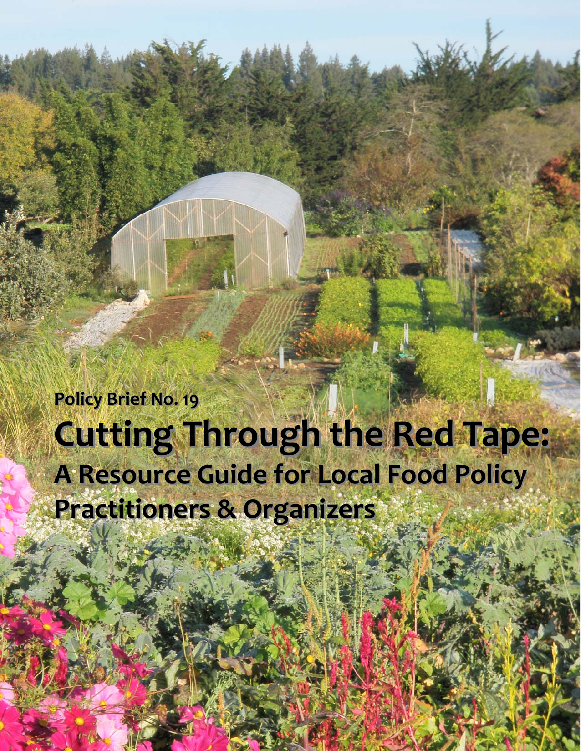Policy Brief No. 19

# Cutting Through the Red Tape:

## A Resource Guide for Local Food Policy Practitioners & Organizers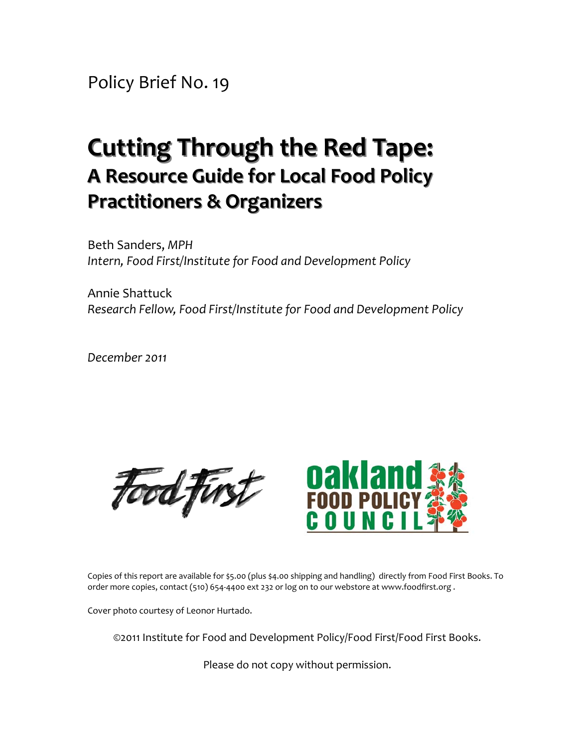Policy Brief No. 19

# Cutting Through the Red Tape:
## A Resource Guide for Local Food Policy Practitioners & Organizers

Beth Sanders, *MPH*
*Intern, Food First/Institute for Food and Development Policy*

Annie Shattuck
*Research Fellow, Food First/Institute for Food and Development Policy*

*December 2011*

Copies of this report are available for $5.00 (plus $4.00 shipping and handling) directly from Food First Books. To order more copies, contact (510) 654-4400 ext 232 or log on to our webstore at www.foodfirst.org .

Cover photo courtesy of Leonor Hurtado.

©2011 Institute for Food and Development Policy/Food First/Food First Books.

Please do not copy without permission.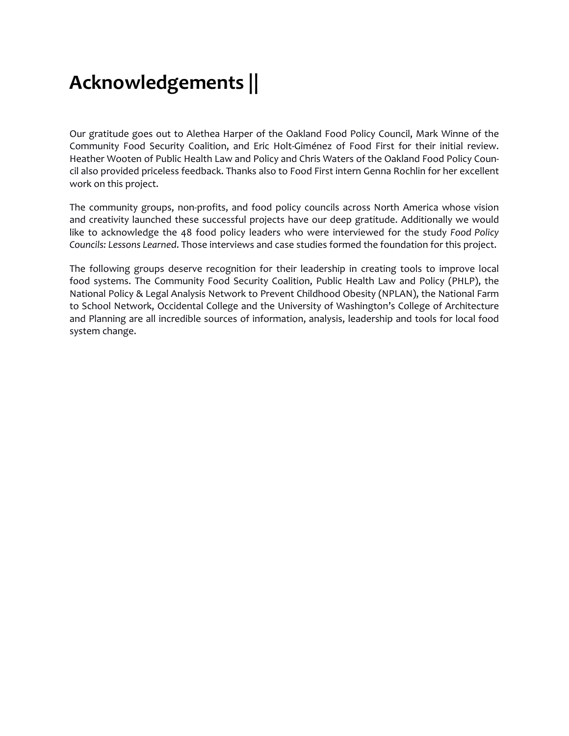# Acknowledgements ||

Our gratitude goes out to Alethea Harper of the Oakland Food Policy Council, Mark Winne of the Community Food Security Coalition, and Eric Holt-Giménez of Food First for their initial review. Heather Wooten of Public Health Law and Policy and Chris Waters of the Oakland Food Policy Council also provided priceless feedback. Thanks also to Food First intern Genna Rochlin for her excellent work on this project.

The community groups, non-profits, and food policy councils across North America whose vision and creativity launched these successful projects have our deep gratitude. Additionally we would like to acknowledge the 48 food policy leaders who were interviewed for the study *Food Policy Councils: Lessons Learned*. Those interviews and case studies formed the foundation for this project.

The following groups deserve recognition for their leadership in creating tools to improve local food systems. The Community Food Security Coalition, Public Health Law and Policy (PHLP), the National Policy & Legal Analysis Network to Prevent Childhood Obesity (NPLAN), the National Farm to School Network, Occidental College and the University of Washington's College of Architecture and Planning are all incredible sources of information, analysis, leadership and tools for local food system change.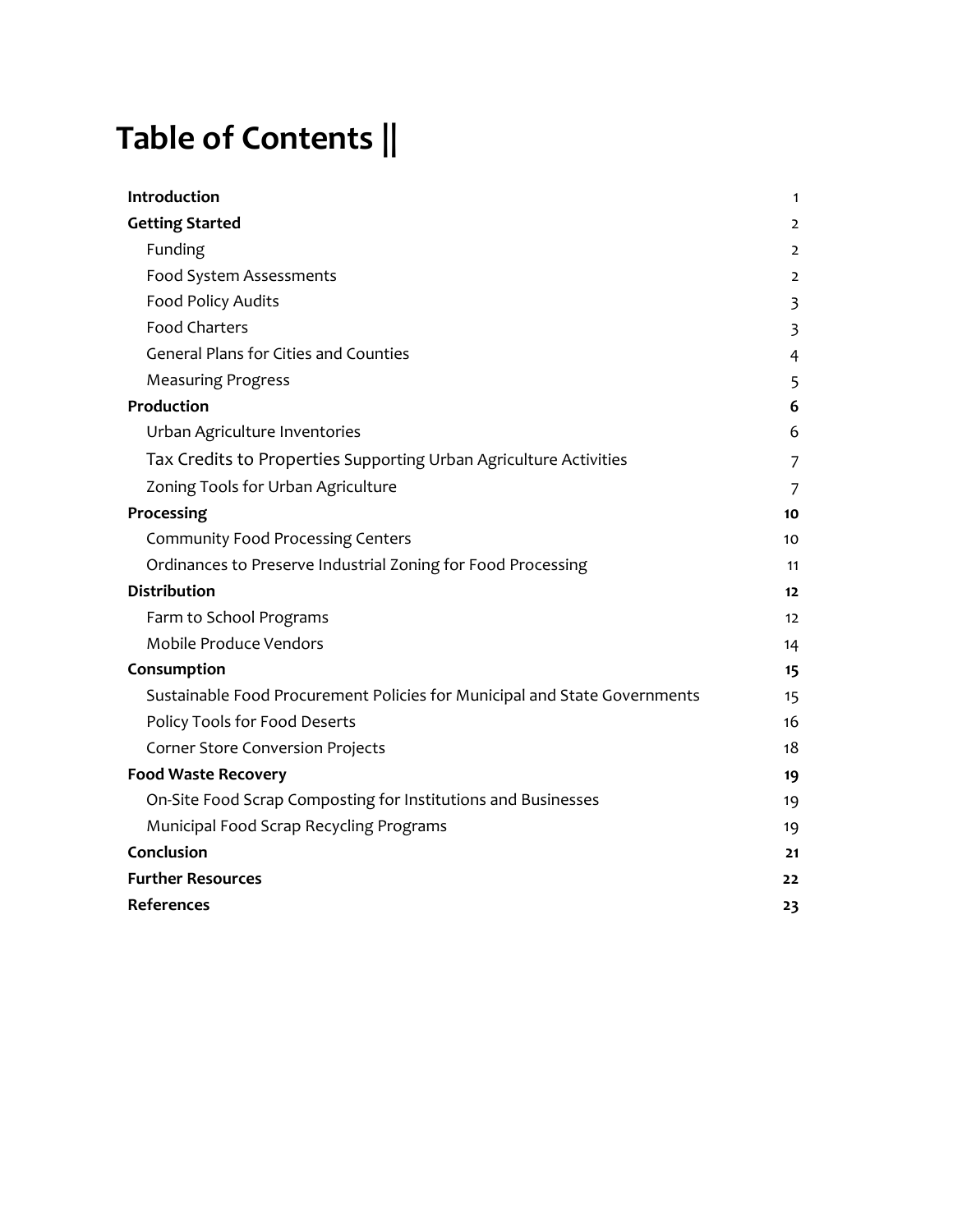# Table of Contents ||

| | |
|---|---|
| **Introduction** | 1 |
| **Getting Started** | 2 |
| Funding | 2 |
| Food System Assessments | 2 |
| Food Policy Audits | 3 |
| Food Charters | 3 |
| General Plans for Cities and Counties | 4 |
| Measuring Progress | 5 |
| **Production** | **6** |
| Urban Agriculture Inventories | 6 |
| Tax Credits to Properties Supporting Urban Agriculture Activities | 7 |
| Zoning Tools for Urban Agriculture | 7 |
| **Processing** | **10** |
| Community Food Processing Centers | 10 |
| Ordinances to Preserve Industrial Zoning for Food Processing | 11 |
| **Distribution** | **12** |
| Farm to School Programs | 12 |
| Mobile Produce Vendors | 14 |
| **Consumption** | **15** |
| Sustainable Food Procurement Policies for Municipal and State Governments | 15 |
| Policy Tools for Food Deserts | 16 |
| Corner Store Conversion Projects | 18 |
| **Food Waste Recovery** | **19** |
| On-Site Food Scrap Composting for Institutions and Businesses | 19 |
| Municipal Food Scrap Recycling Programs | 19 |
| **Conclusion** | **21** |
| **Further Resources** | **22** |
| **References** | **23** |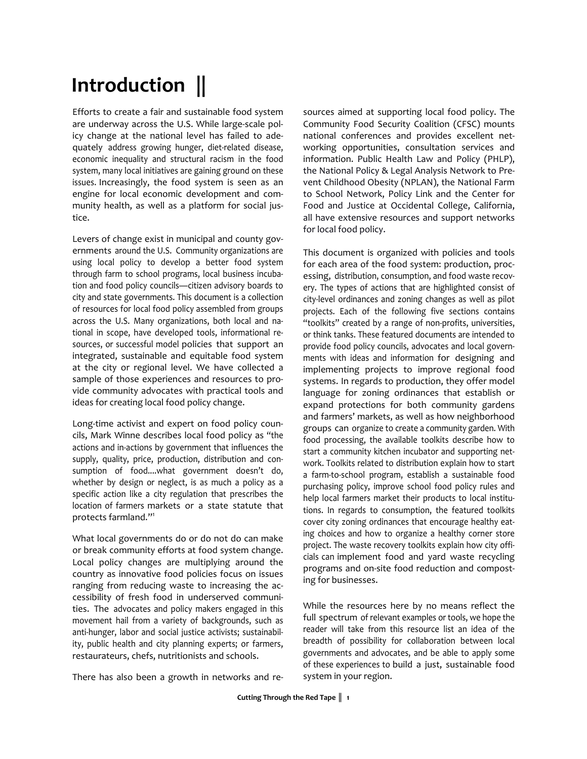# Introduction ||

Efforts to create a fair and sustainable food system are underway across the U.S. While large-scale policy change at the national level has failed to adequately address growing hunger, diet-related disease, economic inequality and structural racism in the food system, many local initiatives are gaining ground on these issues. Increasingly, the food system is seen as an engine for local economic development and community health, as well as a platform for social justice.

Levers of change exist in municipal and county governments around the U.S. Community organizations are using local policy to develop a better food system through farm to school programs, local business incubation and food policy councils—citizen advisory boards to city and state governments. This document is a collection of resources for local food policy assembled from groups across the U.S. Many organizations, both local and national in scope, have developed tools, informational resources, or successful model policies that support an integrated, sustainable and equitable food system at the city or regional level. We have collected a sample of those experiences and resources to provide community advocates with practical tools and ideas for creating local food policy change.

Long-time activist and expert on food policy councils, Mark Winne describes local food policy as "the actions and in-actions by government that influences the supply, quality, price, production, distribution and consumption of food....what government doesn't do, whether by design or neglect, is as much a policy as a specific action like a city regulation that prescribes the location of farmers markets or a state statute that protects farmland."[1]

What local governments do or do not do can make or break community efforts at food system change. Local policy changes are multiplying around the country as innovative food policies focus on issues ranging from reducing waste to increasing the accessibility of fresh food in underserved communities. The advocates and policy makers engaged in this movement hail from a variety of backgrounds, such as anti-hunger, labor and social justice activists; sustainability, public health and city planning experts; or farmers, restaurateurs, chefs, nutritionists and schools.

There has also been a growth in networks and resources aimed at supporting local food policy. The Community Food Security Coalition (CFSC) mounts national conferences and provides excellent networking opportunities, consultation services and information. Public Health Law and Policy (PHLP), the National Policy & Legal Analysis Network to Prevent Childhood Obesity (NPLAN), the National Farm to School Network, Policy Link and the Center for Food and Justice at Occidental College, California, all have extensive resources and support networks for local food policy.

This document is organized with policies and tools for each area of the food system: production, processing, distribution, consumption, and food waste recovery. The types of actions that are highlighted consist of city-level ordinances and zoning changes as well as pilot projects. Each of the following five sections contains "toolkits" created by a range of non-profits, universities, or think tanks. These featured documents are intended to provide food policy councils, advocates and local governments with ideas and information for designing and implementing projects to improve regional food systems. In regards to production, they offer model language for zoning ordinances that establish or expand protections for both community gardens and farmers' markets, as well as how neighborhood groups can organize to create a community garden. With food processing, the available toolkits describe how to start a community kitchen incubator and supporting network. Toolkits related to distribution explain how to start a farm-to-school program, establish a sustainable food purchasing policy, improve school food policy rules and help local farmers market their products to local institutions. In regards to consumption, the featured toolkits cover city zoning ordinances that encourage healthy eating choices and how to organize a healthy corner store project. The waste recovery toolkits explain how city officials can implement food and yard waste recycling programs and on-site food reduction and composting for businesses.

While the resources here by no means reflect the full spectrum of relevant examples or tools, we hope the reader will take from this resource list an idea of the breadth of possibility for collaboration between local governments and advocates, and be able to apply some of these experiences to build a just, sustainable food system in your region.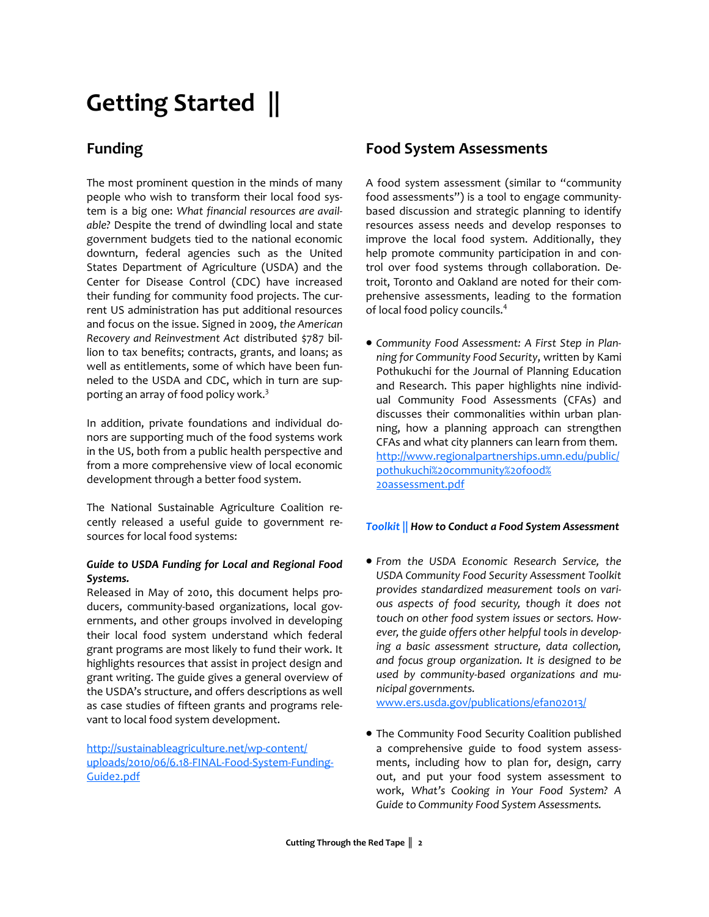# Getting Started ||

## Funding

The most prominent question in the minds of many people who wish to transform their local food system is a big one: *What financial resources are available?* Despite the trend of dwindling local and state government budgets tied to the national economic downturn, federal agencies such as the United States Department of Agriculture (USDA) and the Center for Disease Control (CDC) have increased their funding for community food projects. The current US administration has put additional resources and focus on the issue. Signed in 2009, *the American Recovery and Reinvestment Act* distributed $787 billion to tax benefits; contracts, grants, and loans; as well as entitlements, some of which have been funneled to the USDA and CDC, which in turn are supporting an array of food policy work.[3]

In addition, private foundations and individual donors are supporting much of the food systems work in the US, both from a public health perspective and from a more comprehensive view of local economic development through a better food system.

The National Sustainable Agriculture Coalition recently released a useful guide to government resources for local food systems:

***Guide to USDA Funding for Local and Regional Food Systems.***

Released in May of 2010, this document helps producers, community-based organizations, local governments, and other groups involved in developing their local food system understand which federal grant programs are most likely to fund their work. It highlights resources that assist in project design and grant writing. The guide gives a general overview of the USDA's structure, and offers descriptions as well as case studies of fifteen grants and programs relevant to local food system development.

http://sustainableagriculture.net/wp-content/uploads/2010/06/6.18-FINAL-Food-System-Funding-Guide2.pdf

## Food System Assessments

A food system assessment (similar to "community food assessments") is a tool to engage community-based discussion and strategic planning to identify resources assess needs and develop responses to improve the local food system. Additionally, they help promote community participation in and control over food systems through collaboration. Detroit, Toronto and Oakland are noted for their comprehensive assessments, leading to the formation of local food policy councils.[4]

- *Community Food Assessment: A First Step in Planning for Community Food Security*, written by Kami Pothukuchi for the Journal of Planning Education and Research. This paper highlights nine individual Community Food Assessments (CFAs) and discusses their commonalities within urban planning, how a planning approach can strengthen CFAs and what city planners can learn from them. http://www.regionalpartnerships.umn.edu/public/pothukuchi%20community%20food%20assessment.pdf

***Toolkit || How to Conduct a Food System Assessment***

- *From the USDA Economic Research Service, the USDA Community Food Security Assessment Toolkit provides standardized measurement tools on various aspects of food security, though it does not touch on other food system issues or sectors. However, the guide offers other helpful tools in developing a basic assessment structure, data collection, and focus group organization. It is designed to be used by community-based organizations and municipal governments.* www.ers.usda.gov/publications/efan02013/

- The Community Food Security Coalition published a comprehensive guide to food system assessments, including how to plan for, design, carry out, and put your food system assessment to work, *What's Cooking in Your Food System? A Guide to Community Food System Assessments.*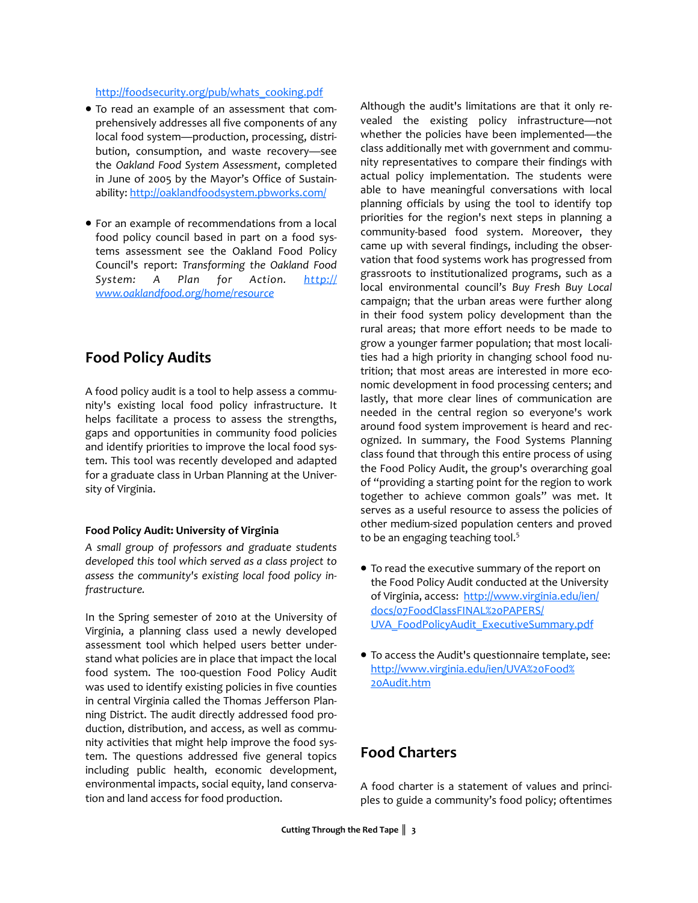http://foodsecurity.org/pub/whats_cooking.pdf

- To read an example of an assessment that comprehensively addresses all five components of any local food system—production, processing, distribution, consumption, and waste recovery—see the *Oakland Food System Assessment*, completed in June of 2005 by the Mayor's Office of Sustainability: http://oaklandfoodsystem.pbworks.com/

- For an example of recommendations from a local food policy council based in part on a food systems assessment see the Oakland Food Policy Council's report: *Transforming the Oakland Food System: A Plan for Action.* http://www.oaklandfood.org/home/resource

## Food Policy Audits

A food policy audit is a tool to help assess a community's existing local food policy infrastructure. It helps facilitate a process to assess the strengths, gaps and opportunities in community food policies and identify priorities to improve the local food system. This tool was recently developed and adapted for a graduate class in Urban Planning at the University of Virginia.

### Food Policy Audit: University of Virginia

*A small group of professors and graduate students developed this tool which served as a class project to assess the community's existing local food policy infrastructure.*

In the Spring semester of 2010 at the University of Virginia, a planning class used a newly developed assessment tool which helped users better understand what policies are in place that impact the local food system. The 100-question Food Policy Audit was used to identify existing policies in five counties in central Virginia called the Thomas Jefferson Planning District. The audit directly addressed food production, distribution, and access, as well as community activities that might help improve the food system. The questions addressed five general topics including public health, economic development, environmental impacts, social equity, land conservation and land access for food production.

Although the audit's limitations are that it only revealed the existing policy infrastructure—not whether the policies have been implemented—the class additionally met with government and community representatives to compare their findings with actual policy implementation. The students were able to have meaningful conversations with local planning officials by using the tool to identify top priorities for the region's next steps in planning a community-based food system. Moreover, they came up with several findings, including the observation that food systems work has progressed from grassroots to institutionalized programs, such as a local environmental council's *Buy Fresh Buy Local* campaign; that the urban areas were further along in their food system policy development than the rural areas; that more effort needs to be made to grow a younger farmer population; that most localities had a high priority in changing school food nutrition; that most areas are interested in more economic development in food processing centers; and lastly, that more clear lines of communication are needed in the central region so everyone's work around food system improvement is heard and recognized. In summary, the Food Systems Planning class found that through this entire process of using the Food Policy Audit, the group's overarching goal of "providing a starting point for the region to work together to achieve common goals" was met. It serves as a useful resource to assess the policies of other medium-sized population centers and proved to be an engaging teaching tool.[5]

- To read the executive summary of the report on the Food Policy Audit conducted at the University of Virginia, access: http://www.virginia.edu/ien/docs/07FoodClassFINAL%20PAPERS/UVA_FoodPolicyAudit_ExecutiveSummary.pdf

- To access the Audit's questionnaire template, see: http://www.virginia.edu/ien/UVA%20Food%20Audit.htm

## Food Charters

A food charter is a statement of values and principles to guide a community's food policy; oftentimes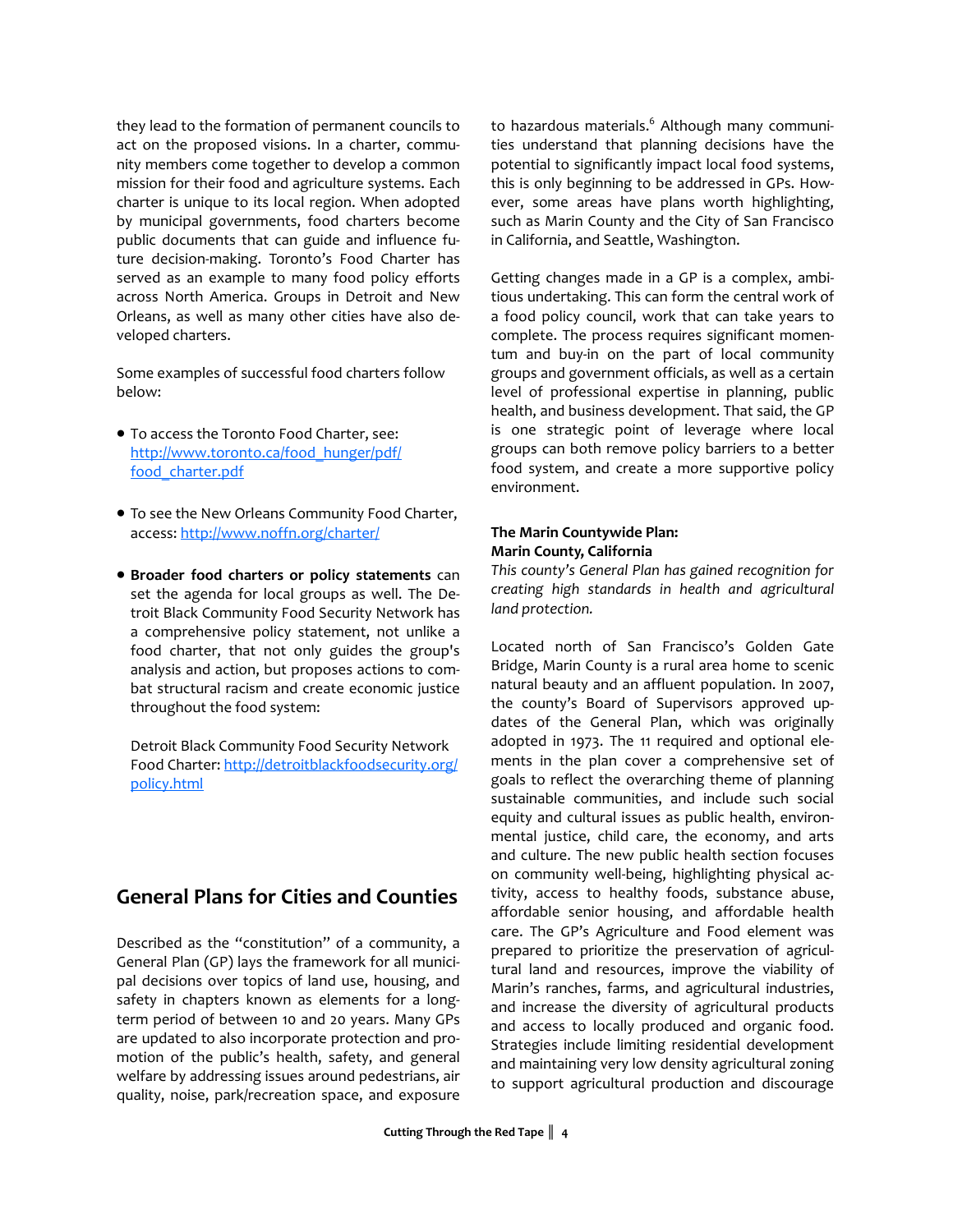they lead to the formation of permanent councils to act on the proposed visions. In a charter, community members come together to develop a common mission for their food and agriculture systems. Each charter is unique to its local region. When adopted by municipal governments, food charters become public documents that can guide and influence future decision-making. Toronto's Food Charter has served as an example to many food policy efforts across North America. Groups in Detroit and New Orleans, as well as many other cities have also developed charters.

Some examples of successful food charters follow below:

- To access the Toronto Food Charter, see: [http://www.toronto.ca/food_hunger/pdf/food_charter.pdf](http://www.toronto.ca/food_hunger/pdf/food_charter.pdf)

- To see the New Orleans Community Food Charter, access: [http://www.noffn.org/charter/](http://www.noffn.org/charter/)

- **Broader food charters or policy statements** can set the agenda for local groups as well. The Detroit Black Community Food Security Network has a comprehensive policy statement, not unlike a food charter, that not only guides the group's analysis and action, but proposes actions to combat structural racism and create economic justice throughout the food system:

  Detroit Black Community Food Security Network Food Charter: [http://detroitblackfoodsecurity.org/policy.html](http://detroitblackfoodsecurity.org/policy.html)

## General Plans for Cities and Counties

Described as the "constitution" of a community, a General Plan (GP) lays the framework for all municipal decisions over topics of land use, housing, and safety in chapters known as elements for a long-term period of between 10 and 20 years. Many GPs are updated to also incorporate protection and promotion of the public's health, safety, and general welfare by addressing issues around pedestrians, air quality, noise, park/recreation space, and exposure to hazardous materials.[6] Although many communities understand that planning decisions have the potential to significantly impact local food systems, this is only beginning to be addressed in GPs. However, some areas have plans worth highlighting, such as Marin County and the City of San Francisco in California, and Seattle, Washington.

Getting changes made in a GP is a complex, ambitious undertaking. This can form the central work of a food policy council, work that can take years to complete. The process requires significant momentum and buy-in on the part of local community groups and government officials, as well as a certain level of professional expertise in planning, public health, and business development. That said, the GP is one strategic point of leverage where local groups can both remove policy barriers to a better food system, and create a more supportive policy environment.

**The Marin Countywide Plan: Marin County, California**

*This county's General Plan has gained recognition for creating high standards in health and agricultural land protection.*

Located north of San Francisco's Golden Gate Bridge, Marin County is a rural area home to scenic natural beauty and an affluent population. In 2007, the county's Board of Supervisors approved updates of the General Plan, which was originally adopted in 1973. The 11 required and optional elements in the plan cover a comprehensive set of goals to reflect the overarching theme of planning sustainable communities, and include such social equity and cultural issues as public health, environmental justice, child care, the economy, and arts and culture. The new public health section focuses on community well-being, highlighting physical activity, access to healthy foods, substance abuse, affordable senior housing, and affordable health care. The GP's Agriculture and Food element was prepared to prioritize the preservation of agricultural land and resources, improve the viability of Marin's ranches, farms, and agricultural industries, and increase the diversity of agricultural products and access to locally produced and organic food. Strategies include limiting residential development and maintaining very low density agricultural zoning to support agricultural production and discourage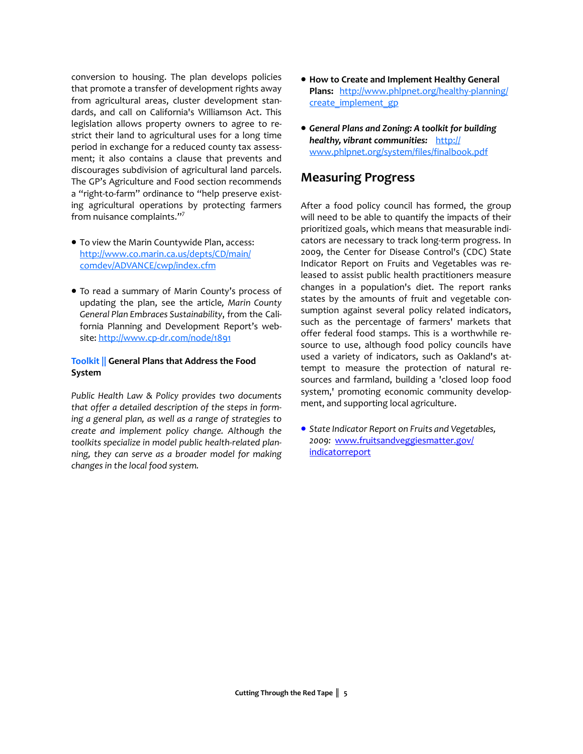conversion to housing. The plan develops policies that promote a transfer of development rights away from agricultural areas, cluster development standards, and call on California's Williamson Act. This legislation allows property owners to agree to restrict their land to agricultural uses for a long time period in exchange for a reduced county tax assessment; it also contains a clause that prevents and discourages subdivision of agricultural land parcels. The GP's Agriculture and Food section recommends a "right-to-farm" ordinance to "help preserve existing agricultural operations by protecting farmers from nuisance complaints."[7]

- To view the Marin Countywide Plan, access: http://www.co.marin.ca.us/depts/CD/main/comdev/ADVANCE/cwp/index.cfm

- To read a summary of Marin County's process of updating the plan, see the article, *Marin County General Plan Embraces Sustainability*, from the California Planning and Development Report's website: http://www.cp-dr.com/node/1891

**Toolkit || General Plans that Address the Food System**

*Public Health Law & Policy provides two documents that offer a detailed description of the steps in forming a general plan, as well as a range of strategies to create and implement policy change. Although the toolkits specialize in model public health-related planning, they can serve as a broader model for making changes in the local food system.*

- **How to Create and Implement Healthy General Plans:** http://www.phlpnet.org/healthy-planning/create_implement_gp

- ***General Plans and Zoning: A toolkit for building healthy, vibrant communities:*** http://www.phlpnet.org/system/files/finalbook.pdf

## Measuring Progress

After a food policy council has formed, the group will need to be able to quantify the impacts of their prioritized goals, which means that measurable indicators are necessary to track long-term progress. In 2009, the Center for Disease Control's (CDC) State Indicator Report on Fruits and Vegetables was released to assist public health practitioners measure changes in a population's diet. The report ranks states by the amounts of fruit and vegetable consumption against several policy related indicators, such as the percentage of farmers' markets that offer federal food stamps. This is a worthwhile resource to use, although food policy councils have used a variety of indicators, such as Oakland's attempt to measure the protection of natural resources and farmland, building a 'closed loop food system,' promoting economic community development, and supporting local agriculture.

- *State Indicator Report on Fruits and Vegetables, 2009:* www.fruitsandveggiesmatter.gov/indicatorreport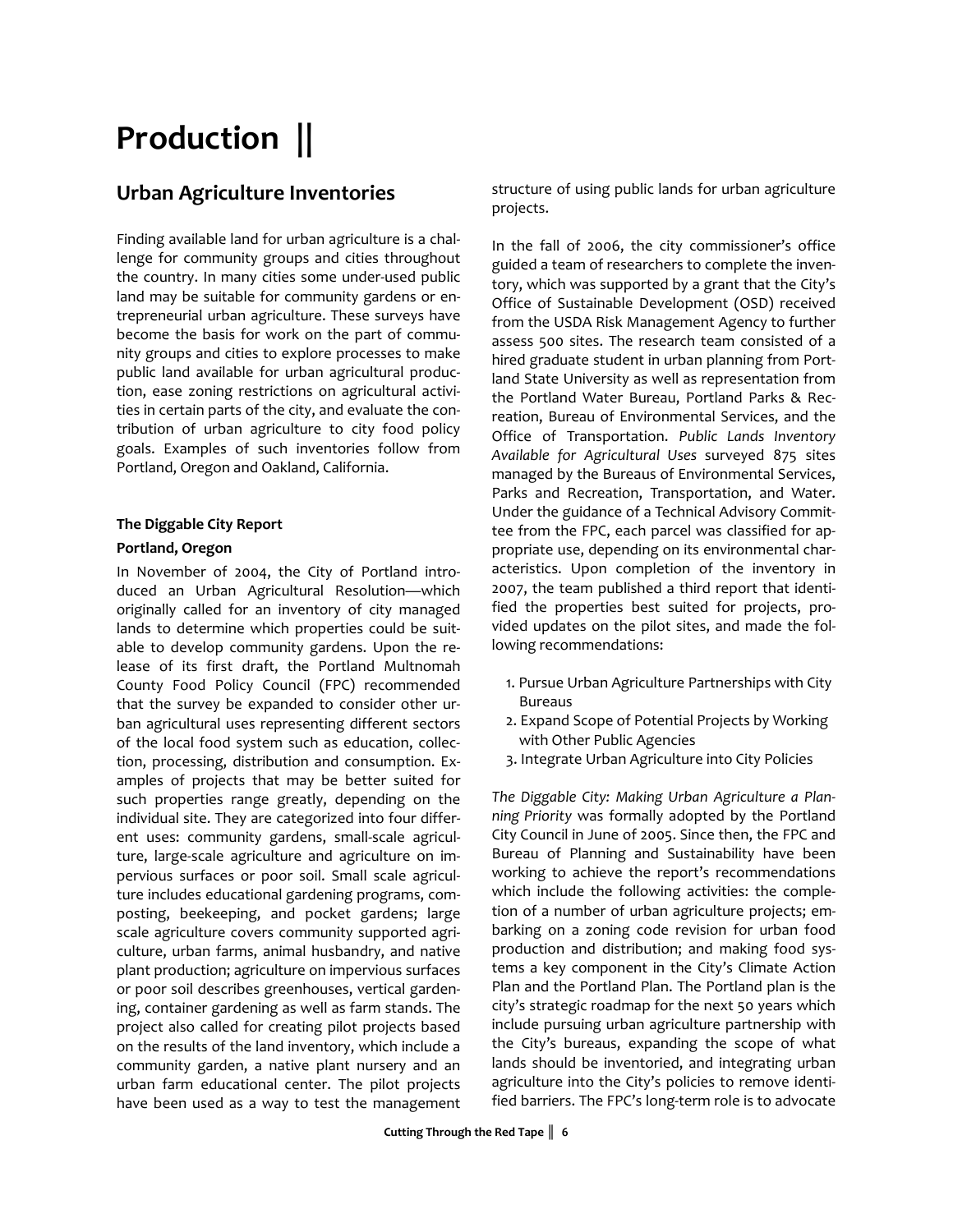# Production ||

## Urban Agriculture Inventories

Finding available land for urban agriculture is a challenge for community groups and cities throughout the country. In many cities some under-used public land may be suitable for community gardens or entrepreneurial urban agriculture. These surveys have become the basis for work on the part of community groups and cities to explore processes to make public land available for urban agricultural production, ease zoning restrictions on agricultural activities in certain parts of the city, and evaluate the contribution of urban agriculture to city food policy goals. Examples of such inventories follow from Portland, Oregon and Oakland, California.

**The Diggable City Report**

**Portland, Oregon**

In November of 2004, the City of Portland introduced an Urban Agricultural Resolution—which originally called for an inventory of city managed lands to determine which properties could be suitable to develop community gardens. Upon the release of its first draft, the Portland Multnomah County Food Policy Council (FPC) recommended that the survey be expanded to consider other urban agricultural uses representing different sectors of the local food system such as education, collection, processing, distribution and consumption. Examples of projects that may be better suited for such properties range greatly, depending on the individual site. They are categorized into four different uses: community gardens, small-scale agriculture, large-scale agriculture and agriculture on impervious surfaces or poor soil. Small scale agriculture includes educational gardening programs, composting, beekeeping, and pocket gardens; large scale agriculture covers community supported agriculture, urban farms, animal husbandry, and native plant production; agriculture on impervious surfaces or poor soil describes greenhouses, vertical gardening, container gardening as well as farm stands. The project also called for creating pilot projects based on the results of the land inventory, which include a community garden, a native plant nursery and an urban farm educational center. The pilot projects have been used as a way to test the management structure of using public lands for urban agriculture projects.

In the fall of 2006, the city commissioner's office guided a team of researchers to complete the inventory, which was supported by a grant that the City's Office of Sustainable Development (OSD) received from the USDA Risk Management Agency to further assess 500 sites. The research team consisted of a hired graduate student in urban planning from Portland State University as well as representation from the Portland Water Bureau, Portland Parks & Recreation, Bureau of Environmental Services, and the Office of Transportation. *Public Lands Inventory Available for Agricultural Uses* surveyed 875 sites managed by the Bureaus of Environmental Services, Parks and Recreation, Transportation, and Water. Under the guidance of a Technical Advisory Committee from the FPC, each parcel was classified for appropriate use, depending on its environmental characteristics. Upon completion of the inventory in 2007, the team published a third report that identified the properties best suited for projects, provided updates on the pilot sites, and made the following recommendations:

1. Pursue Urban Agriculture Partnerships with City Bureaus
2. Expand Scope of Potential Projects by Working with Other Public Agencies
3. Integrate Urban Agriculture into City Policies

*The Diggable City: Making Urban Agriculture a Planning Priority* was formally adopted by the Portland City Council in June of 2005. Since then, the FPC and Bureau of Planning and Sustainability have been working to achieve the report's recommendations which include the following activities: the completion of a number of urban agriculture projects; embarking on a zoning code revision for urban food production and distribution; and making food systems a key component in the City's Climate Action Plan and the Portland Plan. The Portland plan is the city's strategic roadmap for the next 50 years which include pursuing urban agriculture partnership with the City's bureaus, expanding the scope of what lands should be inventoried, and integrating urban agriculture into the City's policies to remove identified barriers. The FPC's long-term role is to advocate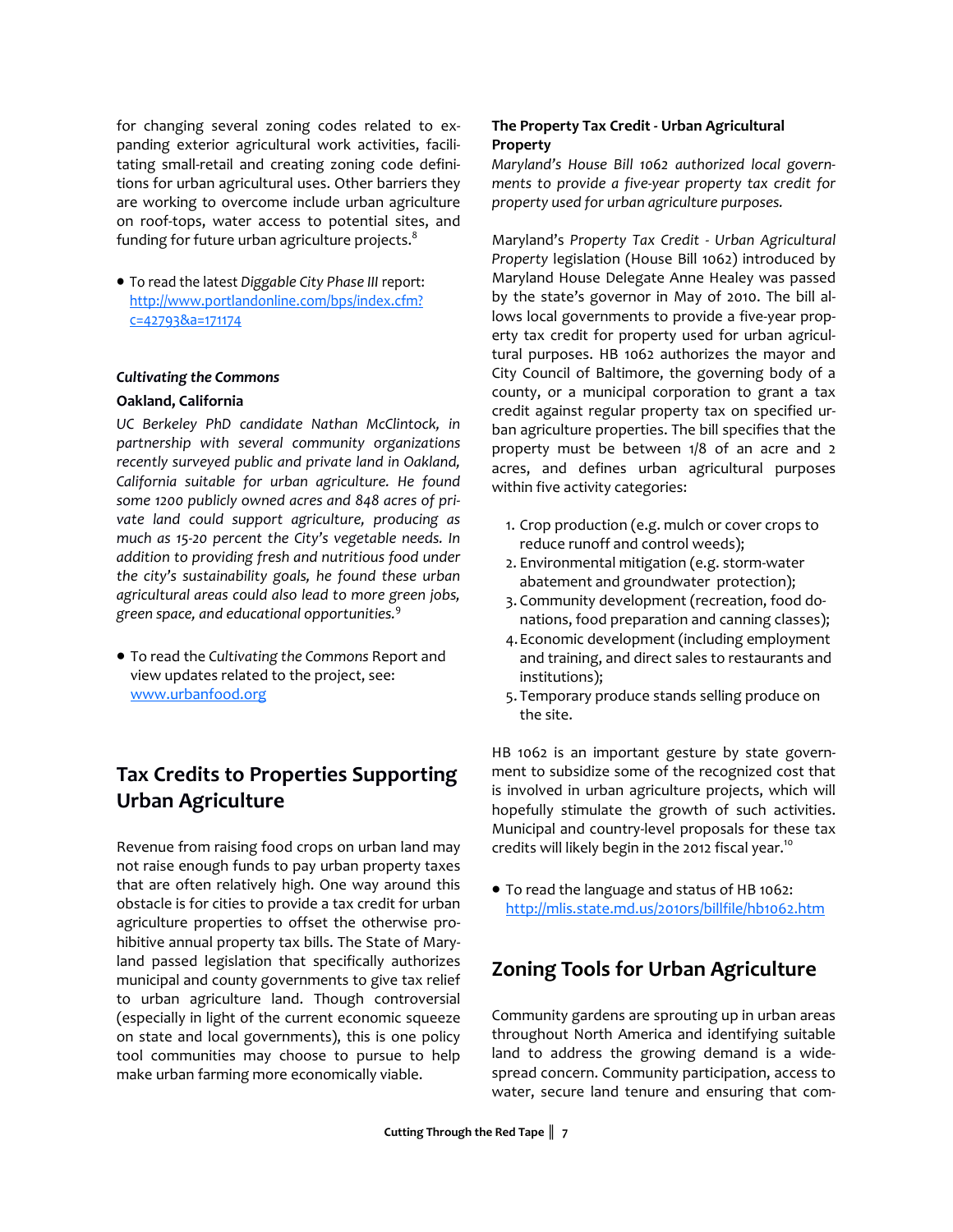for changing several zoning codes related to expanding exterior agricultural work activities, facilitating small-retail and creating zoning code definitions for urban agricultural uses. Other barriers they are working to overcome include urban agriculture on roof-tops, water access to potential sites, and funding for future urban agriculture projects.[8]

- To read the latest *Diggable City Phase III* report: http://www.portlandonline.com/bps/index.cfm?c=42793&a=171174

***Cultivating the Commons***

**Oakland, California**

*UC Berkeley PhD candidate Nathan McClintock, in partnership with several community organizations recently surveyed public and private land in Oakland, California suitable for urban agriculture. He found some 1200 publicly owned acres and 848 acres of private land could support agriculture, producing as much as 15-20 percent the City's vegetable needs. In addition to providing fresh and nutritious food under the city's sustainability goals, he found these urban agricultural areas could also lead to more green jobs, green space, and educational opportunities.*[9]

- To read the *Cultivating the Commons* Report and view updates related to the project, see: www.urbanfood.org

## Tax Credits to Properties Supporting Urban Agriculture

Revenue from raising food crops on urban land may not raise enough funds to pay urban property taxes that are often relatively high. One way around this obstacle is for cities to provide a tax credit for urban agriculture properties to offset the otherwise prohibitive annual property tax bills. The State of Maryland passed legislation that specifically authorizes municipal and county governments to give tax relief to urban agriculture land. Though controversial (especially in light of the current economic squeeze on state and local governments), this is one policy tool communities may choose to pursue to help make urban farming more economically viable.

**The Property Tax Credit - Urban Agricultural Property**

*Maryland's House Bill 1062 authorized local governments to provide a five-year property tax credit for property used for urban agriculture purposes.*

Maryland's *Property Tax Credit - Urban Agricultural Property* legislation (House Bill 1062) introduced by Maryland House Delegate Anne Healey was passed by the state's governor in May of 2010. The bill allows local governments to provide a five-year property tax credit for property used for urban agricultural purposes. HB 1062 authorizes the mayor and City Council of Baltimore, the governing body of a county, or a municipal corporation to grant a tax credit against regular property tax on specified urban agriculture properties. The bill specifies that the property must be between 1/8 of an acre and 2 acres, and defines urban agricultural purposes within five activity categories:

1. Crop production (e.g. mulch or cover crops to reduce runoff and control weeds);
2. Environmental mitigation (e.g. storm-water abatement and groundwater protection);
3. Community development (recreation, food donations, food preparation and canning classes);
4. Economic development (including employment and training, and direct sales to restaurants and institutions);
5. Temporary produce stands selling produce on the site.

HB 1062 is an important gesture by state government to subsidize some of the recognized cost that is involved in urban agriculture projects, which will hopefully stimulate the growth of such activities. Municipal and country-level proposals for these tax credits will likely begin in the 2012 fiscal year.[10]

- To read the language and status of HB 1062: http://mlis.state.md.us/2010rs/billfile/hb1062.htm

## Zoning Tools for Urban Agriculture

Community gardens are sprouting up in urban areas throughout North America and identifying suitable land to address the growing demand is a widespread concern. Community participation, access to water, secure land tenure and ensuring that com-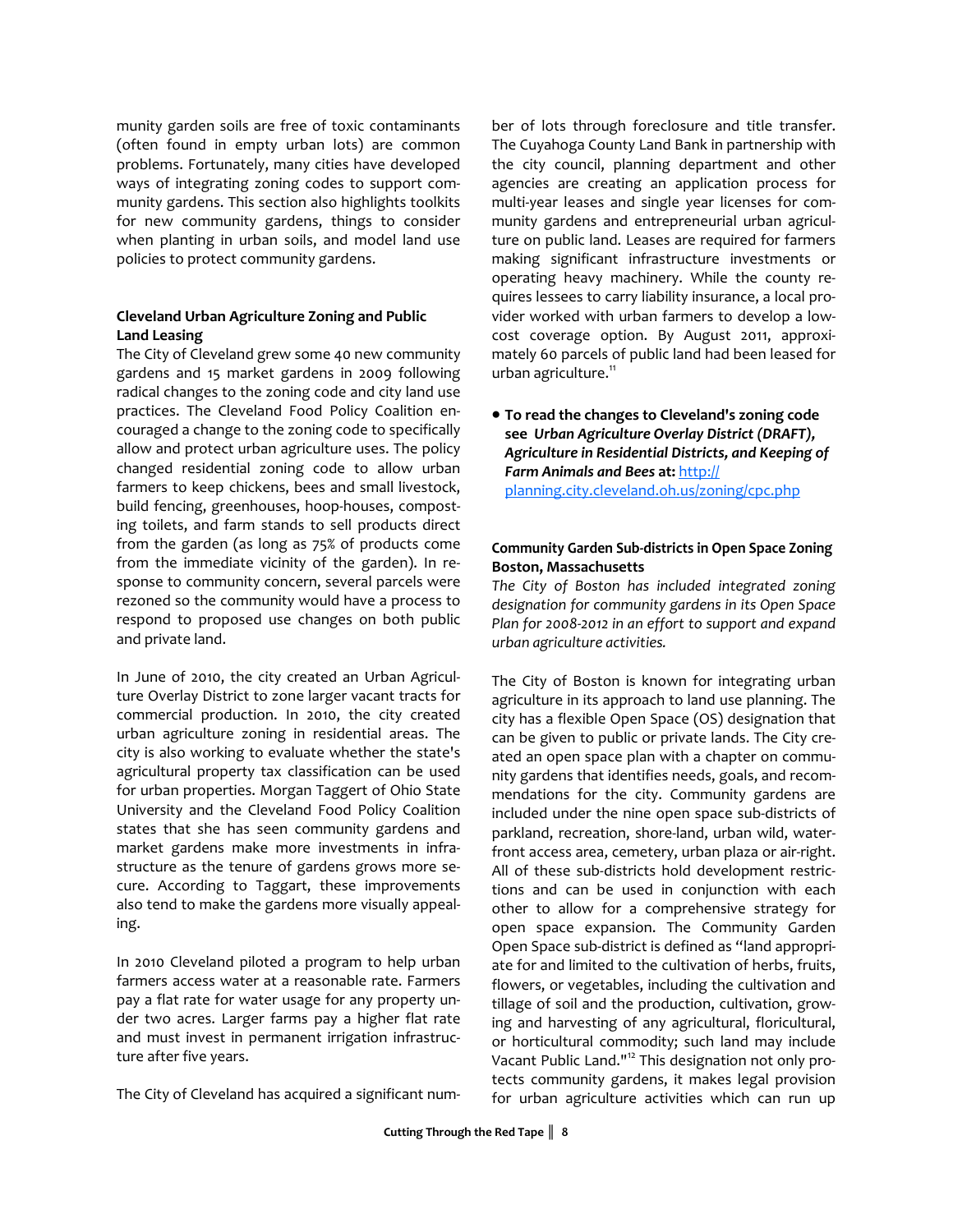munity garden soils are free of toxic contaminants (often found in empty urban lots) are common problems. Fortunately, many cities have developed ways of integrating zoning codes to support community gardens. This section also highlights toolkits for new community gardens, things to consider when planting in urban soils, and model land use policies to protect community gardens.

**Cleveland Urban Agriculture Zoning and Public Land Leasing**

The City of Cleveland grew some 40 new community gardens and 15 market gardens in 2009 following radical changes to the zoning code and city land use practices. The Cleveland Food Policy Coalition encouraged a change to the zoning code to specifically allow and protect urban agriculture uses. The policy changed residential zoning code to allow urban farmers to keep chickens, bees and small livestock, build fencing, greenhouses, hoop-houses, composting toilets, and farm stands to sell products direct from the garden (as long as 75% of products come from the immediate vicinity of the garden). In response to community concern, several parcels were rezoned so the community would have a process to respond to proposed use changes on both public and private land.

In June of 2010, the city created an Urban Agriculture Overlay District to zone larger vacant tracts for commercial production. In 2010, the city created urban agriculture zoning in residential areas. The city is also working to evaluate whether the state's agricultural property tax classification can be used for urban properties. Morgan Taggert of Ohio State University and the Cleveland Food Policy Coalition states that she has seen community gardens and market gardens make more investments in infrastructure as the tenure of gardens grows more secure. According to Taggart, these improvements also tend to make the gardens more visually appealing.

In 2010 Cleveland piloted a program to help urban farmers access water at a reasonable rate. Farmers pay a flat rate for water usage for any property under two acres. Larger farms pay a higher flat rate and must invest in permanent irrigation infrastructure after five years.

The City of Cleveland has acquired a significant number of lots through foreclosure and title transfer. The Cuyahoga County Land Bank in partnership with the city council, planning department and other agencies are creating an application process for multi-year leases and single year licenses for community gardens and entrepreneurial urban agriculture on public land. Leases are required for farmers making significant infrastructure investments or operating heavy machinery. While the county requires lessees to carry liability insurance, a local provider worked with urban farmers to develop a low-cost coverage option. By August 2011, approximately 60 parcels of public land had been leased for urban agriculture.[11]

- **To read the changes to Cleveland's zoning code see *Urban Agriculture Overlay District (DRAFT), Agriculture in Residential Districts, and Keeping of Farm Animals and Bees* at:** http://planning.city.cleveland.oh.us/zoning/cpc.php

**Community Garden Sub-districts in Open Space Zoning Boston, Massachusetts**

*The City of Boston has included integrated zoning designation for community gardens in its Open Space Plan for 2008-2012 in an effort to support and expand urban agriculture activities.*

The City of Boston is known for integrating urban agriculture in its approach to land use planning. The city has a flexible Open Space (OS) designation that can be given to public or private lands. The City created an open space plan with a chapter on community gardens that identifies needs, goals, and recommendations for the city. Community gardens are included under the nine open space sub-districts of parkland, recreation, shore-land, urban wild, waterfront access area, cemetery, urban plaza or air-right. All of these sub-districts hold development restrictions and can be used in conjunction with each other to allow for a comprehensive strategy for open space expansion. The Community Garden Open Space sub-district is defined as "land appropriate for and limited to the cultivation of herbs, fruits, flowers, or vegetables, including the cultivation and tillage of soil and the production, cultivation, growing and harvesting of any agricultural, floricultural, or horticultural commodity; such land may include Vacant Public Land."[12] This designation not only protects community gardens, it makes legal provision for urban agriculture activities which can run up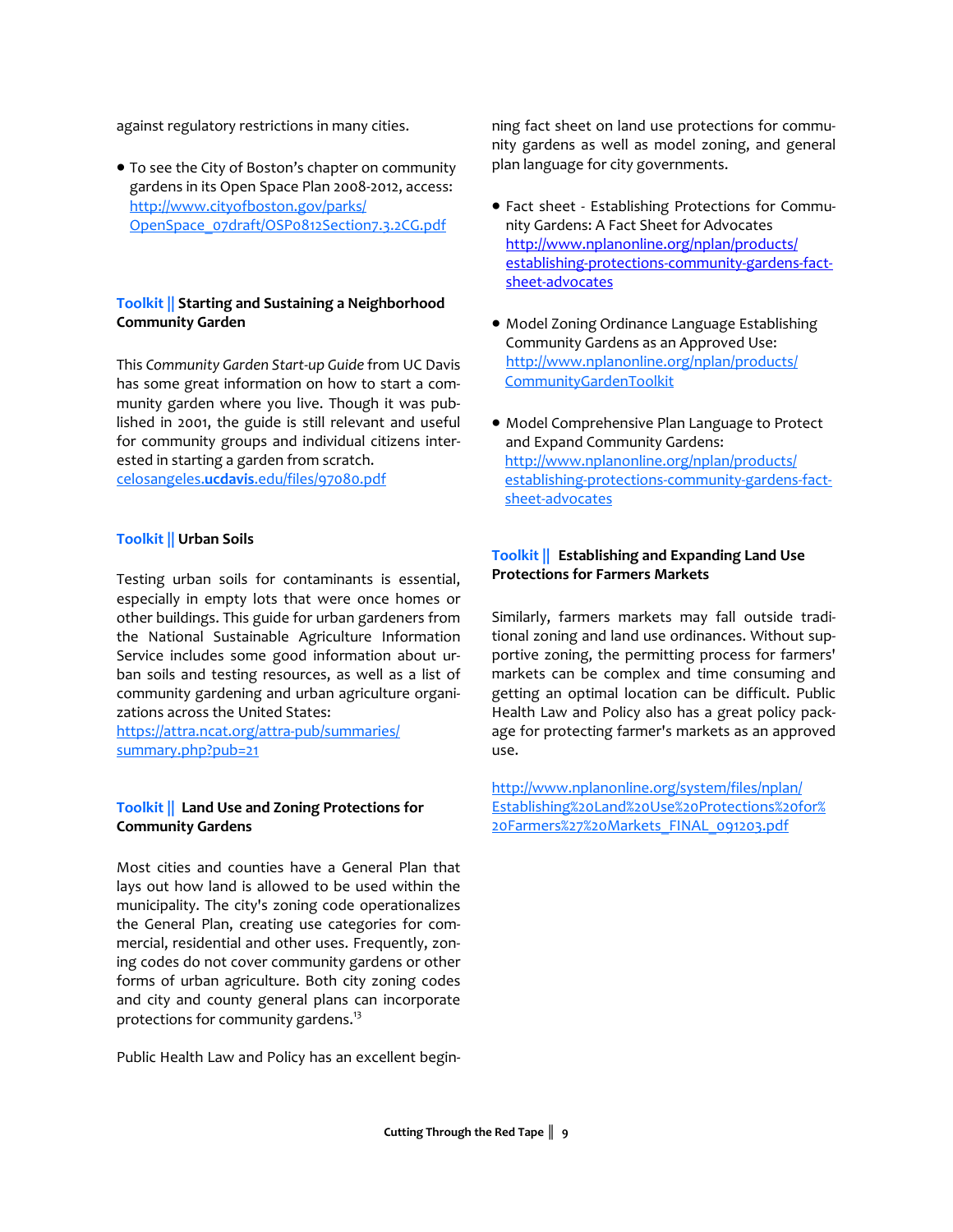against regulatory restrictions in many cities.

- To see the City of Boston's chapter on community gardens in its Open Space Plan 2008-2012, access: http://www.cityofboston.gov/parks/OpenSpace_07draft/OSP0812Section7.3.2CG.pdf

### Toolkit || Starting and Sustaining a Neighborhood Community Garden

This *Community Garden Start-up Guide* from UC Davis has some great information on how to start a community garden where you live. Though it was published in 2001, the guide is still relevant and useful for community groups and individual citizens interested in starting a garden from scratch. celosangeles.**ucdavis**.edu/files/97080.pdf

### Toolkit || Urban Soils

Testing urban soils for contaminants is essential, especially in empty lots that were once homes or other buildings. This guide for urban gardeners from the National Sustainable Agriculture Information Service includes some good information about urban soils and testing resources, as well as a list of community gardening and urban agriculture organizations across the United States: https://attra.ncat.org/attra-pub/summaries/summary.php?pub=21

### Toolkit || Land Use and Zoning Protections for Community Gardens

Most cities and counties have a General Plan that lays out how land is allowed to be used within the municipality. The city's zoning code operationalizes the General Plan, creating use categories for commercial, residential and other uses. Frequently, zoning codes do not cover community gardens or other forms of urban agriculture. Both city zoning codes and city and county general plans can incorporate protections for community gardens.[13]

Public Health Law and Policy has an excellent beginning fact sheet on land use protections for community gardens as well as model zoning, and general plan language for city governments.

- Fact sheet - Establishing Protections for Community Gardens: A Fact Sheet for Advocates http://www.nplanonline.org/nplan/products/establishing-protections-community-gardens-fact-sheet-advocates
- Model Zoning Ordinance Language Establishing Community Gardens as an Approved Use: http://www.nplanonline.org/nplan/products/CommunityGardenToolkit
- Model Comprehensive Plan Language to Protect and Expand Community Gardens: http://www.nplanonline.org/nplan/products/establishing-protections-community-gardens-fact-sheet-advocates

### Toolkit || Establishing and Expanding Land Use Protections for Farmers Markets

Similarly, farmers markets may fall outside traditional zoning and land use ordinances. Without supportive zoning, the permitting process for farmers' markets can be complex and time consuming and getting an optimal location can be difficult. Public Health Law and Policy also has a great policy package for protecting farmer's markets as an approved use.

http://www.nplanonline.org/system/files/nplan/Establishing%20Land%20Use%20Protections%20for%20Farmers%27%20Markets_FINAL_091203.pdf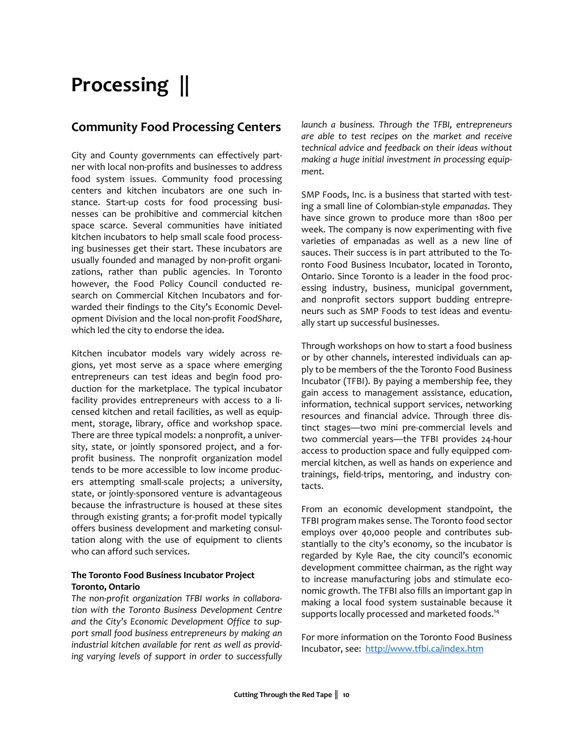# Processing ||

## Community Food Processing Centers

City and County governments can effectively partner with local non-profits and businesses to address food system issues. Community food processing centers and kitchen incubators are one such instance. Start-up costs for food processing businesses can be prohibitive and commercial kitchen space scarce. Several communities have initiated kitchen incubators to help small scale food processing businesses get their start. These incubators are usually founded and managed by non-profit organizations, rather than public agencies. In Toronto however, the Food Policy Council conducted research on Commercial Kitchen Incubators and forwarded their findings to the City's Economic Development Division and the local non-profit *FoodShare*, which led the city to endorse the idea.

Kitchen incubator models vary widely across regions, yet most serve as a space where emerging entrepreneurs can test ideas and begin food production for the marketplace. The typical incubator facility provides entrepreneurs with access to a licensed kitchen and retail facilities, as well as equipment, storage, library, office and workshop space. There are three typical models: a nonprofit, a university, state, or jointly sponsored project, and a for-profit business. The nonprofit organization model tends to be more accessible to low income producers attempting small-scale projects; a university, state, or jointly-sponsored venture is advantageous because the infrastructure is housed at these sites through existing grants; a for-profit model typically offers business development and marketing consultation along with the use of equipment to clients who can afford such services.

**The Toronto Food Business Incubator Project**
**Toronto, Ontario**

*The non-profit organization TFBI works in collaboration with the Toronto Business Development Centre and the City's Economic Development Office to support small food business entrepreneurs by making an industrial kitchen available for rent as well as providing varying levels of support in order to successfully launch a business. Through the TFBI, entrepreneurs are able to test recipes on the market and receive technical advice and feedback on their ideas without making a huge initial investment in processing equipment.*

SMP Foods, Inc. is a business that started with testing a small line of Colombian-style *empanadas*. They have since grown to produce more than 1800 per week. The company is now experimenting with five varieties of empanadas as well as a new line of sauces. Their success is in part attributed to the Toronto Food Business Incubator, located in Toronto, Ontario. Since Toronto is a leader in the food processing industry, business, municipal government, and nonprofit sectors support budding entrepreneurs such as SMP Foods to test ideas and eventually start up successful businesses.

Through workshops on how to start a food business or by other channels, interested individuals can apply to be members of the the Toronto Food Business Incubator (TFBI). By paying a membership fee, they gain access to management assistance, education, information, technical support services, networking resources and financial advice. Through three distinct stages—two mini pre-commercial levels and two commercial years—the TFBI provides 24-hour access to production space and fully equipped commercial kitchen, as well as hands on experience and trainings, field-trips, mentoring, and industry contacts.

From an economic development standpoint, the TFBI program makes sense. The Toronto food sector employs over 40,000 people and contributes substantially to the city's economy, so the incubator is regarded by Kyle Rae, the city council's economic development committee chairman, as the right way to increase manufacturing jobs and stimulate economic growth. The TFBI also fills an important gap in making a local food system sustainable because it supports locally processed and marketed foods.[14]

For more information on the Toronto Food Business Incubator, see: http://www.tfbi.ca/index.htm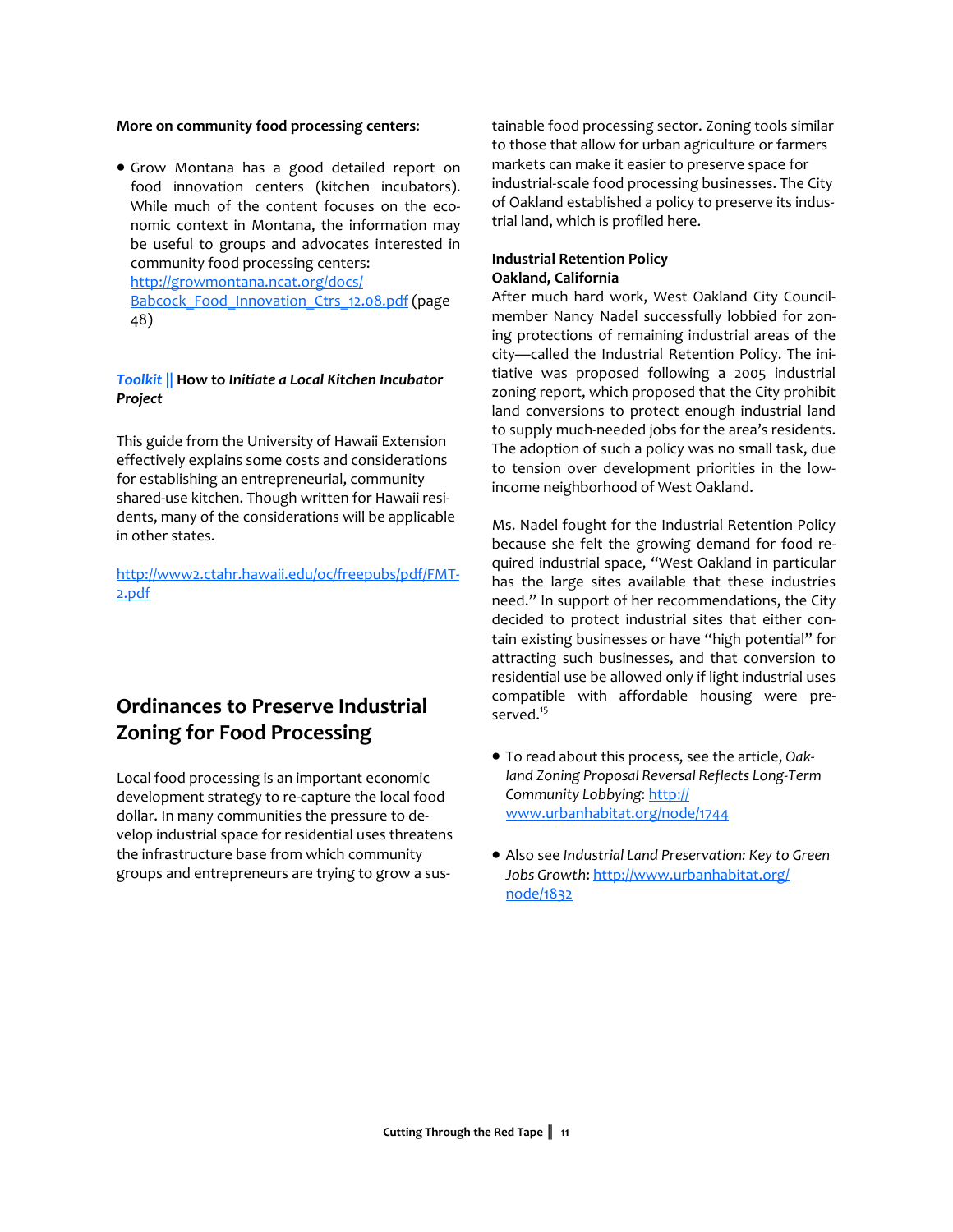**More on community food processing centers**:

- Grow Montana has a good detailed report on food innovation centers (kitchen incubators). While much of the content focuses on the economic context in Montana, the information may be useful to groups and advocates interested in community food processing centers: http://growmontana.ncat.org/docs/Babcock_Food_Innovation_Ctrs_12.08.pdf (page 48)

***Toolkit* || How to *Initiate a Local Kitchen Incubator Project***

This guide from the University of Hawaii Extension effectively explains some costs and considerations for establishing an entrepreneurial, community shared-use kitchen. Though written for Hawaii residents, many of the considerations will be applicable in other states.

http://www2.ctahr.hawaii.edu/oc/freepubs/pdf/FMT-2.pdf

## Ordinances to Preserve Industrial Zoning for Food Processing

Local food processing is an important economic development strategy to re-capture the local food dollar. In many communities the pressure to develop industrial space for residential uses threatens the infrastructure base from which community groups and entrepreneurs are trying to grow a sustainable food processing sector. Zoning tools similar to those that allow for urban agriculture or farmers markets can make it easier to preserve space for industrial-scale food processing businesses. The City of Oakland established a policy to preserve its industrial land, which is profiled here.

**Industrial Retention Policy**
**Oakland, California**

After much hard work, West Oakland City Councilmember Nancy Nadel successfully lobbied for zoning protections of remaining industrial areas of the city—called the Industrial Retention Policy. The initiative was proposed following a 2005 industrial zoning report, which proposed that the City prohibit land conversions to protect enough industrial land to supply much-needed jobs for the area's residents. The adoption of such a policy was no small task, due to tension over development priorities in the low-income neighborhood of West Oakland.

Ms. Nadel fought for the Industrial Retention Policy because she felt the growing demand for food required industrial space, "West Oakland in particular has the large sites available that these industries need." In support of her recommendations, the City decided to protect industrial sites that either contain existing businesses or have "high potential" for attracting such businesses, and that conversion to residential use be allowed only if light industrial uses compatible with affordable housing were preserved.[15]

- To read about this process, see the article, *Oakland Zoning Proposal Reversal Reflects Long-Term Community Lobbying*: http://www.urbanhabitat.org/node/1744
- Also see *Industrial Land Preservation: Key to Green Jobs Growth*: http://www.urbanhabitat.org/node/1832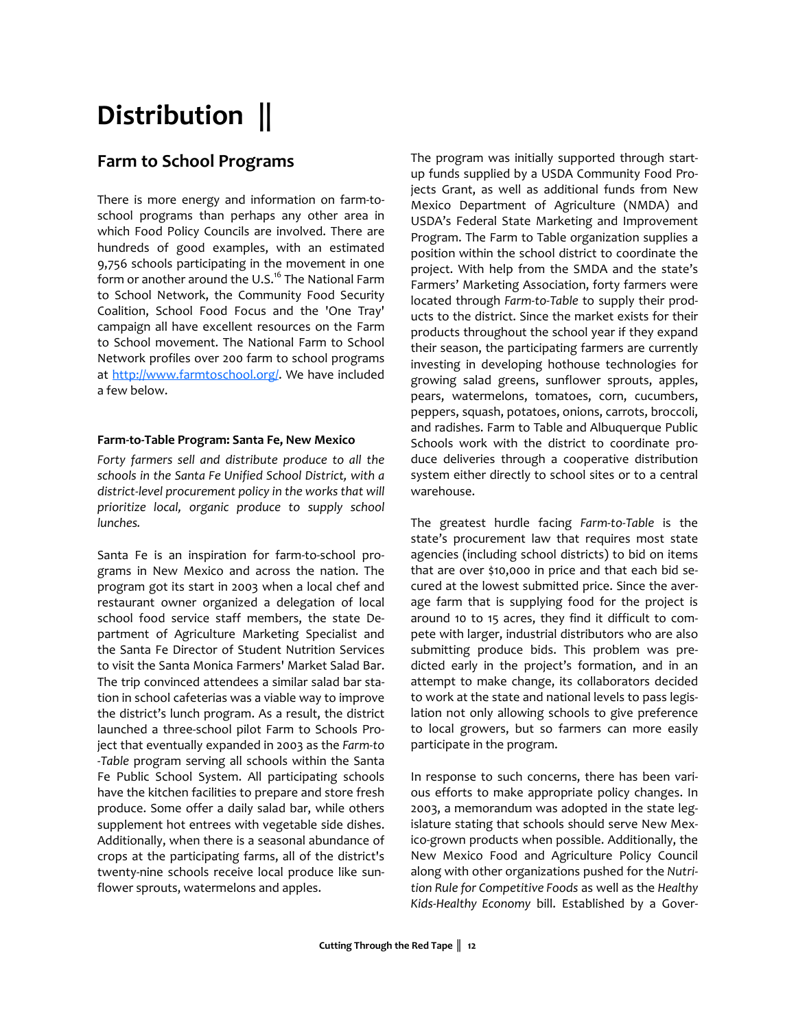# Distribution ||

## Farm to School Programs

There is more energy and information on farm-to-school programs than perhaps any other area in which Food Policy Councils are involved. There are hundreds of good examples, with an estimated 9,756 schools participating in the movement in one form or another around the U.S.[16] The National Farm to School Network, the Community Food Security Coalition, School Food Focus and the 'One Tray' campaign all have excellent resources on the Farm to School movement. The National Farm to School Network profiles over 200 farm to school programs at http://www.farmtoschool.org/. We have included a few below.

#### Farm-to-Table Program: Santa Fe, New Mexico

*Forty farmers sell and distribute produce to all the schools in the Santa Fe Unified School District, with a district-level procurement policy in the works that will prioritize local, organic produce to supply school lunches.*

Santa Fe is an inspiration for farm-to-school programs in New Mexico and across the nation. The program got its start in 2003 when a local chef and restaurant owner organized a delegation of local school food service staff members, the state Department of Agriculture Marketing Specialist and the Santa Fe Director of Student Nutrition Services to visit the Santa Monica Farmers' Market Salad Bar. The trip convinced attendees a similar salad bar station in school cafeterias was a viable way to improve the district's lunch program. As a result, the district launched a three-school pilot Farm to Schools Project that eventually expanded in 2003 as the *Farm-to-Table* program serving all schools within the Santa Fe Public School System. All participating schools have the kitchen facilities to prepare and store fresh produce. Some offer a daily salad bar, while others supplement hot entrees with vegetable side dishes. Additionally, when there is a seasonal abundance of crops at the participating farms, all of the district's twenty-nine schools receive local produce like sunflower sprouts, watermelons and apples.

The program was initially supported through start-up funds supplied by a USDA Community Food Projects Grant, as well as additional funds from New Mexico Department of Agriculture (NMDA) and USDA's Federal State Marketing and Improvement Program. The Farm to Table organization supplies a position within the school district to coordinate the project. With help from the SMDA and the state's Farmers' Marketing Association, forty farmers were located through *Farm-to-Table* to supply their products to the district. Since the market exists for their products throughout the school year if they expand their season, the participating farmers are currently investing in developing hothouse technologies for growing salad greens, sunflower sprouts, apples, pears, watermelons, tomatoes, corn, cucumbers, peppers, squash, potatoes, onions, carrots, broccoli, and radishes. Farm to Table and Albuquerque Public Schools work with the district to coordinate produce deliveries through a cooperative distribution system either directly to school sites or to a central warehouse.

The greatest hurdle facing *Farm-to-Table* is the state's procurement law that requires most state agencies (including school districts) to bid on items that are over $10,000 in price and that each bid secured at the lowest submitted price. Since the average farm that is supplying food for the project is around 10 to 15 acres, they find it difficult to compete with larger, industrial distributors who are also submitting produce bids. This problem was predicted early in the project's formation, and in an attempt to make change, its collaborators decided to work at the state and national levels to pass legislation not only allowing schools to give preference to local growers, but so farmers can more easily participate in the program.

In response to such concerns, there has been various efforts to make appropriate policy changes. In 2003, a memorandum was adopted in the state legislature stating that schools should serve New Mexico-grown products when possible. Additionally, the New Mexico Food and Agriculture Policy Council along with other organizations pushed for the *Nutrition Rule for Competitive Foods* as well as the *Healthy Kids-Healthy Economy* bill. Established by a Gover-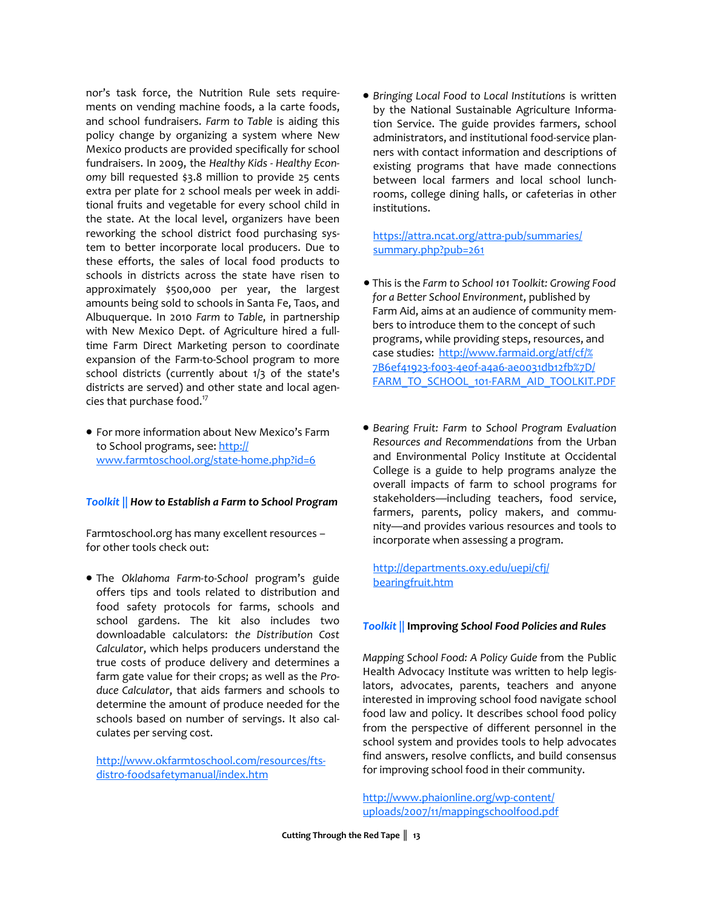nor's task force, the Nutrition Rule sets requirements on vending machine foods, a la carte foods, and school fundraisers. *Farm to Table* is aiding this policy change by organizing a system where New Mexico products are provided specifically for school fundraisers. In 2009, the *Healthy Kids - Healthy Economy* bill requested $3.8 million to provide 25 cents extra per plate for 2 school meals per week in additional fruits and vegetable for every school child in the state. At the local level, organizers have been reworking the school district food purchasing system to better incorporate local producers. Due to these efforts, the sales of local food products to schools in districts across the state have risen to approximately $500,000 per year, the largest amounts being sold to schools in Santa Fe, Taos, and Albuquerque. In 2010 *Farm to Table*, in partnership with New Mexico Dept. of Agriculture hired a full-time Farm Direct Marketing person to coordinate expansion of the Farm-to-School program to more school districts (currently about 1/3 of the state's districts are served) and other state and local agencies that purchase food.[17]

- For more information about New Mexico's Farm to School programs, see: http://www.farmtoschool.org/state-home.php?id=6

### ***Toolkit*** || *How to Establish a Farm to School Program*

Farmtoschool.org has many excellent resources – for other tools check out:

- The *Oklahoma Farm-to-School* program's guide offers tips and tools related to distribution and food safety protocols for farms, schools and school gardens. The kit also includes two downloadable calculators: *the Distribution Cost Calculator*, which helps producers understand the true costs of produce delivery and determines a farm gate value for their crops; as well as the *Produce Calculator*, that aids farmers and schools to determine the amount of produce needed for the schools based on number of servings. It also calculates per serving cost.

  http://www.okfarmtoschool.com/resources/fts-distro-foodsafetymanual/index.htm

- *Bringing Local Food to Local Institutions* is written by the National Sustainable Agriculture Information Service. The guide provides farmers, school administrators, and institutional food-service planners with contact information and descriptions of existing programs that have made connections between local farmers and local school lunchrooms, college dining halls, or cafeterias in other institutions.

  https://attra.ncat.org/attra-pub/summaries/summary.php?pub=261

- This is the *Farm to School 101 Toolkit: Growing Food for a Better School Environment*, published by Farm Aid, aims at an audience of community members to introduce them to the concept of such programs, while providing steps, resources, and case studies: http://www.farmaid.org/atf/cf/%7B6ef41923-f003-4e0f-a4a6-ae0031db12fb%7D/FARM_TO_SCHOOL_101-FARM_AID_TOOLKIT.PDF

- *Bearing Fruit: Farm to School Program Evaluation Resources and Recommendations* from the Urban and Environmental Policy Institute at Occidental College is a guide to help programs analyze the overall impacts of farm to school programs for stakeholders—including teachers, food service, farmers, parents, policy makers, and community—and provides various resources and tools to incorporate when assessing a program.

  http://departments.oxy.edu/uepi/cfj/bearingfruit.htm

### ***Toolkit*** || Improving *School Food Policies and Rules*

*Mapping School Food: A Policy Guide* from the Public Health Advocacy Institute was written to help legislators, advocates, parents, teachers and anyone interested in improving school food navigate school food law and policy. It describes school food policy from the perspective of different personnel in the school system and provides tools to help advocates find answers, resolve conflicts, and build consensus for improving school food in their community.

http://www.phaionline.org/wp-content/uploads/2007/11/mappingschoolfood.pdf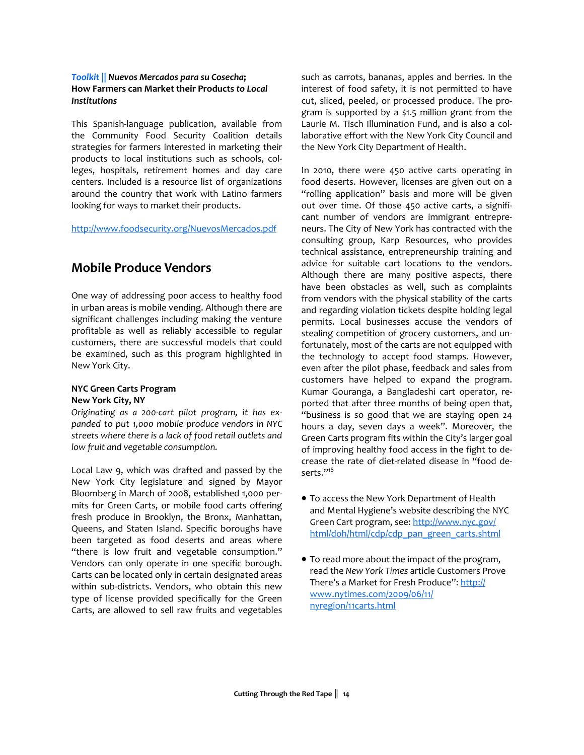*Toolkit* || ***Nuevos Mercados para su Cosecha*; How Farmers can Market their Products *to Local Institutions***

This Spanish-language publication, available from the Community Food Security Coalition details strategies for farmers interested in marketing their products to local institutions such as schools, colleges, hospitals, retirement homes and day care centers. Included is a resource list of organizations around the country that work with Latino farmers looking for ways to market their products.

http://www.foodsecurity.org/NuevosMercados.pdf

## Mobile Produce Vendors

One way of addressing poor access to healthy food in urban areas is mobile vending. Although there are significant challenges including making the venture profitable as well as reliably accessible to regular customers, there are successful models that could be examined, such as this program highlighted in New York City.

**NYC Green Carts Program**
**New York City, NY**

*Originating as a 200-cart pilot program, it has expanded to put 1,000 mobile produce vendors in NYC streets where there is a lack of food retail outlets and low fruit and vegetable consumption.*

Local Law 9, which was drafted and passed by the New York City legislature and signed by Mayor Bloomberg in March of 2008, established 1,000 permits for Green Carts, or mobile food carts offering fresh produce in Brooklyn, the Bronx, Manhattan, Queens, and Staten Island. Specific boroughs have been targeted as food deserts and areas where "there is low fruit and vegetable consumption." Vendors can only operate in one specific borough. Carts can be located only in certain designated areas within sub-districts. Vendors, who obtain this new type of license provided specifically for the Green Carts, are allowed to sell raw fruits and vegetables such as carrots, bananas, apples and berries. In the interest of food safety, it is not permitted to have cut, sliced, peeled, or processed produce. The program is supported by a $1.5 million grant from the Laurie M. Tisch Illumination Fund, and is also a collaborative effort with the New York City Council and the New York City Department of Health.

In 2010, there were 450 active carts operating in food deserts. However, licenses are given out on a "rolling application" basis and more will be given out over time. Of those 450 active carts, a significant number of vendors are immigrant entrepreneurs. The City of New York has contracted with the consulting group, Karp Resources, who provides technical assistance, entrepreneurship training and advice for suitable cart locations to the vendors. Although there are many positive aspects, there have been obstacles as well, such as complaints from vendors with the physical stability of the carts and regarding violation tickets despite holding legal permits. Local businesses accuse the vendors of stealing competition of grocery customers, and unfortunately, most of the carts are not equipped with the technology to accept food stamps. However, even after the pilot phase, feedback and sales from customers have helped to expand the program. Kumar Gouranga, a Bangladeshi cart operator, reported that after three months of being open that, "business is so good that we are staying open 24 hours a day, seven days a week". Moreover, the Green Carts program fits within the City's larger goal of improving healthy food access in the fight to decrease the rate of diet-related disease in "food deserts."[18]

- To access the New York Department of Health and Mental Hygiene's website describing the NYC Green Cart program, see: http://www.nyc.gov/html/doh/html/cdp/cdp_pan_green_carts.shtml
- To read more about the impact of the program, read the *New York Times* article Customers Prove There's a Market for Fresh Produce": http://www.nytimes.com/2009/06/11/nyregion/11carts.html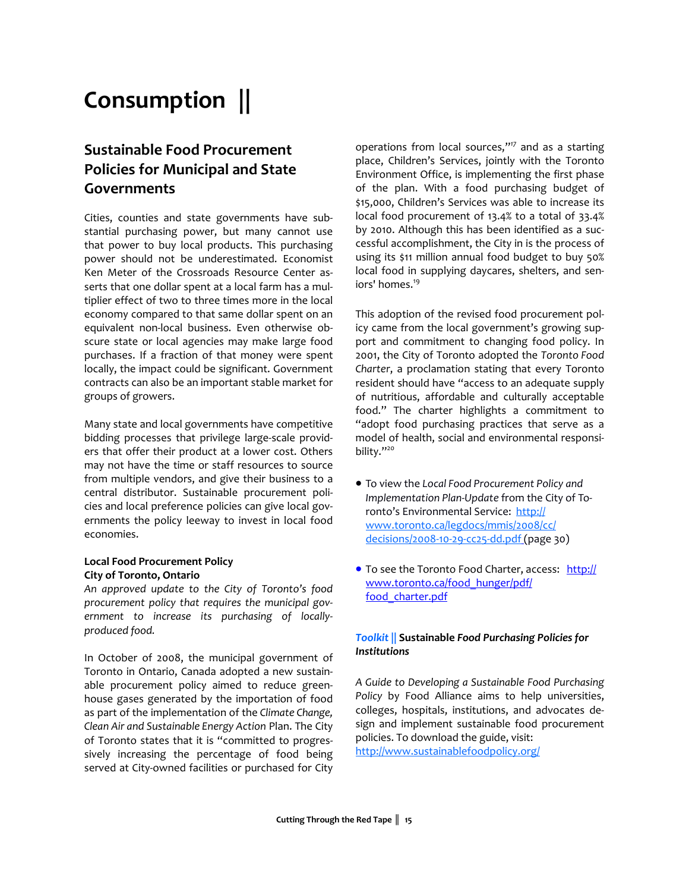# Consumption ||

## Sustainable Food Procurement Policies for Municipal and State Governments

Cities, counties and state governments have substantial purchasing power, but many cannot use that power to buy local products. This purchasing power should not be underestimated. Economist Ken Meter of the Crossroads Resource Center asserts that one dollar spent at a local farm has a multiplier effect of two to three times more in the local economy compared to that same dollar spent on an equivalent non-local business. Even otherwise obscure state or local agencies may make large food purchases. If a fraction of that money were spent locally, the impact could be significant. Government contracts can also be an important stable market for groups of growers.

Many state and local governments have competitive bidding processes that privilege large-scale providers that offer their product at a lower cost. Others may not have the time or staff resources to source from multiple vendors, and give their business to a central distributor. Sustainable procurement policies and local preference policies can give local governments the policy leeway to invest in local food economies.

**Local Food Procurement Policy**
**City of Toronto, Ontario**
*An approved update to the City of Toronto's food procurement policy that requires the municipal government to increase its purchasing of locally-produced food.*

In October of 2008, the municipal government of Toronto in Ontario, Canada adopted a new sustainable procurement policy aimed to reduce greenhouse gases generated by the importation of food as part of the implementation of the *Climate Change, Clean Air and Sustainable Energy Action* Plan. The City of Toronto states that it is "committed to progressively increasing the percentage of food being served at City-owned facilities or purchased for City operations from local sources,"[17] and as a starting place, Children's Services, jointly with the Toronto Environment Office, is implementing the first phase of the plan. With a food purchasing budget of $15,000, Children's Services was able to increase its local food procurement of 13.4% to a total of 33.4% by 2010. Although this has been identified as a successful accomplishment, the City in is the process of using its $11 million annual food budget to buy 50% local food in supplying daycares, shelters, and seniors' homes.[19]

This adoption of the revised food procurement policy came from the local government's growing support and commitment to changing food policy. In 2001, the City of Toronto adopted the *Toronto Food Charter*, a proclamation stating that every Toronto resident should have "access to an adequate supply of nutritious, affordable and culturally acceptable food." The charter highlights a commitment to "adopt food purchasing practices that serve as a model of health, social and environmental responsibility."[20]

- To view the *Local Food Procurement Policy and Implementation Plan-Update* from the City of Toronto's Environmental Service: http://www.toronto.ca/legdocs/mmis/2008/cc/decisions/2008-10-29-cc25-dd.pdf (page 30)

- To see the Toronto Food Charter, access: http://www.toronto.ca/food_hunger/pdf/food_charter.pdf

***Toolkit* || Sustainable *Food Purchasing Policies for Institutions***

*A Guide to Developing a Sustainable Food Purchasing Policy* by Food Alliance aims to help universities, colleges, hospitals, institutions, and advocates design and implement sustainable food procurement policies. To download the guide, visit: http://www.sustainablefoodpolicy.org/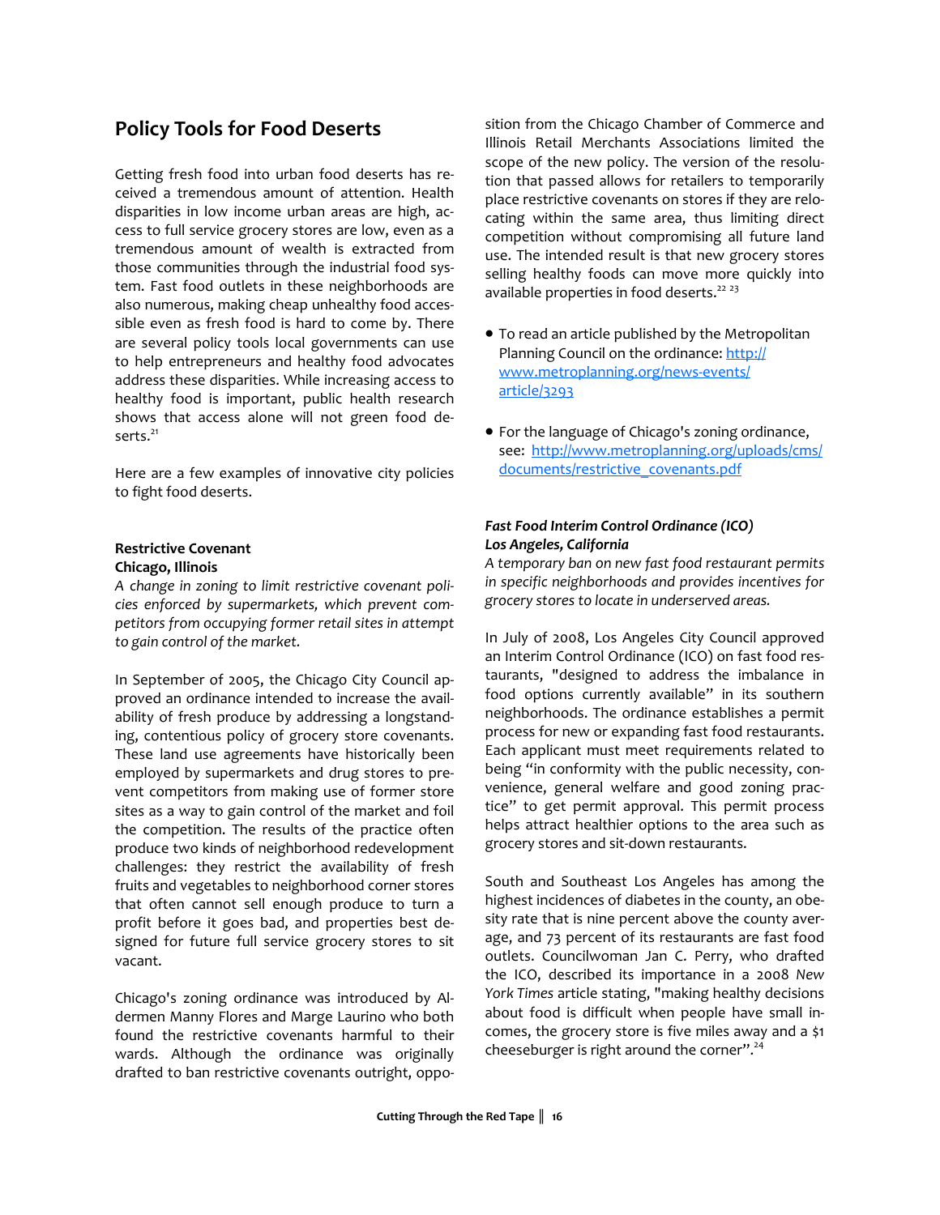## Policy Tools for Food Deserts

Getting fresh food into urban food deserts has received a tremendous amount of attention. Health disparities in low income urban areas are high, access to full service grocery stores are low, even as a tremendous amount of wealth is extracted from those communities through the industrial food system. Fast food outlets in these neighborhoods are also numerous, making cheap unhealthy food accessible even as fresh food is hard to come by. There are several policy tools local governments can use to help entrepreneurs and healthy food advocates address these disparities. While increasing access to healthy food is important, public health research shows that access alone will not green food deserts.[21]

Here are a few examples of innovative city policies to fight food deserts.

**Restrictive Covenant**
**Chicago, Illinois**
*A change in zoning to limit restrictive covenant policies enforced by supermarkets, which prevent competitors from occupying former retail sites in attempt to gain control of the market.*

In September of 2005, the Chicago City Council approved an ordinance intended to increase the availability of fresh produce by addressing a longstanding, contentious policy of grocery store covenants. These land use agreements have historically been employed by supermarkets and drug stores to prevent competitors from making use of former store sites as a way to gain control of the market and foil the competition. The results of the practice often produce two kinds of neighborhood redevelopment challenges: they restrict the availability of fresh fruits and vegetables to neighborhood corner stores that often cannot sell enough produce to turn a profit before it goes bad, and properties best designed for future full service grocery stores to sit vacant.

Chicago's zoning ordinance was introduced by Aldermen Manny Flores and Marge Laurino who both found the restrictive covenants harmful to their wards. Although the ordinance was originally drafted to ban restrictive covenants outright, opposition from the Chicago Chamber of Commerce and Illinois Retail Merchants Associations limited the scope of the new policy. The version of the resolution that passed allows for retailers to temporarily place restrictive covenants on stores if they are relocating within the same area, thus limiting direct competition without compromising all future land use. The intended result is that new grocery stores selling healthy foods can move more quickly into available properties in food deserts.[22] [23]

- To read an article published by the Metropolitan Planning Council on the ordinance: http://www.metroplanning.org/news-events/article/3293
- For the language of Chicago's zoning ordinance, see: http://www.metroplanning.org/uploads/cms/documents/restrictive_covenants.pdf

***Fast Food Interim Control Ordinance (ICO)***
***Los Angeles, California***
*A temporary ban on new fast food restaurant permits in specific neighborhoods and provides incentives for grocery stores to locate in underserved areas.*

In July of 2008, Los Angeles City Council approved an Interim Control Ordinance (ICO) on fast food restaurants, "designed to address the imbalance in food options currently available" in its southern neighborhoods. The ordinance establishes a permit process for new or expanding fast food restaurants. Each applicant must meet requirements related to being "in conformity with the public necessity, convenience, general welfare and good zoning practice" to get permit approval. This permit process helps attract healthier options to the area such as grocery stores and sit-down restaurants.

South and Southeast Los Angeles has among the highest incidences of diabetes in the county, an obesity rate that is nine percent above the county average, and 73 percent of its restaurants are fast food outlets. Councilwoman Jan C. Perry, who drafted the ICO, described its importance in a 2008 *New York Times* article stating, "making healthy decisions about food is difficult when people have small incomes, the grocery store is five miles away and a $1 cheeseburger is right around the corner".[24]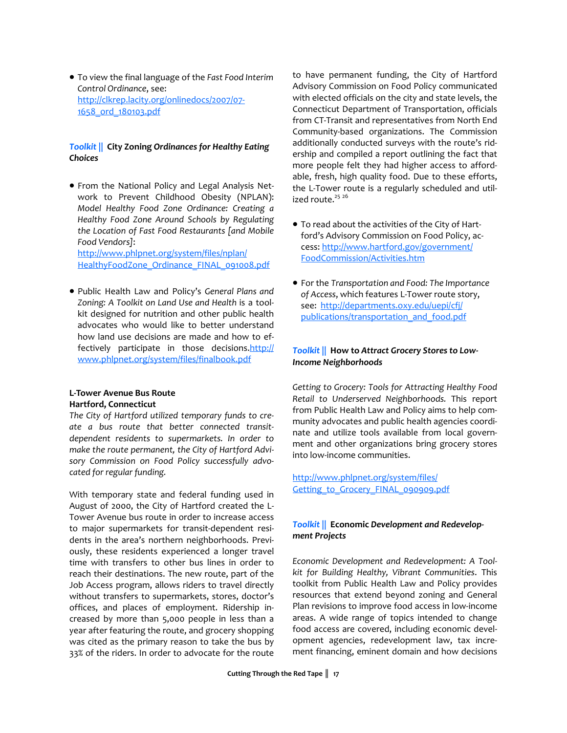- To view the final language of the *Fast Food Interim Control Ordinance*, see: http://clkrep.lacity.org/onlinedocs/2007/07-1658_ord_180103.pdf

### *Toolkit* || City Zoning *Ordinances for Healthy Eating Choices*

- From the National Policy and Legal Analysis Network to Prevent Childhood Obesity (NPLAN): *Model Healthy Food Zone Ordinance: Creating a Healthy Food Zone Around Schools by Regulating the Location of Fast Food Restaurants [and Mobile Food Vendors]*: http://www.phlpnet.org/system/files/nplan/HealthyFoodZone_Ordinance_FINAL_091008.pdf

- Public Health Law and Policy's *General Plans and Zoning: A Toolkit on Land Use and Health* is a toolkit designed for nutrition and other public health advocates who would like to better understand how land use decisions are made and how to effectively participate in those decisions. http://www.phlpnet.org/system/files/finalbook.pdf

**L-Tower Avenue Bus Route**
**Hartford, Connecticut**

*The City of Hartford utilized temporary funds to create a bus route that better connected transit-dependent residents to supermarkets. In order to make the route permanent, the City of Hartford Advisory Commission on Food Policy successfully advocated for regular funding.*

With temporary state and federal funding used in August of 2000, the City of Hartford created the L-Tower Avenue bus route in order to increase access to major supermarkets for transit-dependent residents in the area's northern neighborhoods. Previously, these residents experienced a longer travel time with transfers to other bus lines in order to reach their destinations. The new route, part of the Job Access program, allows riders to travel directly without transfers to supermarkets, stores, doctor's offices, and places of employment. Ridership increased by more than 5,000 people in less than a year after featuring the route, and grocery shopping was cited as the primary reason to take the bus by 33% of the riders. In order to advocate for the route to have permanent funding, the City of Hartford Advisory Commission on Food Policy communicated with elected officials on the city and state levels, the Connecticut Department of Transportation, officials from CT-Transit and representatives from North End Community-based organizations. The Commission additionally conducted surveys with the route's ridership and compiled a report outlining the fact that more people felt they had higher access to affordable, fresh, high quality food. Due to these efforts, the L-Tower route is a regularly scheduled and utilized route.[25] [26]

- To read about the activities of the City of Hartford's Advisory Commission on Food Policy, access: http://www.hartford.gov/government/FoodCommission/Activities.htm

- For the *Transportation and Food: The Importance of Access*, which features L-Tower route story, see: http://departments.oxy.edu/uepi/cfj/publications/transportation_and_food.pdf

### *Toolkit* || How to *Attract Grocery Stores to Low-Income Neighborhoods*

*Getting to Grocery: Tools for Attracting Healthy Food Retail to Underserved Neighborhoods.* This report from Public Health Law and Policy aims to help community advocates and public health agencies coordinate and utilize tools available from local government and other organizations bring grocery stores into low-income communities.

http://www.phlpnet.org/system/files/Getting_to_Grocery_FINAL_090909.pdf

### *Toolkit* || Economic *Development and Redevelopment Projects*

*Economic Development and Redevelopment: A Toolkit for Building Healthy, Vibrant Communities*. This toolkit from Public Health Law and Policy provides resources that extend beyond zoning and General Plan revisions to improve food access in low-income areas. A wide range of topics intended to change food access are covered, including economic development agencies, redevelopment law, tax increment financing, eminent domain and how decisions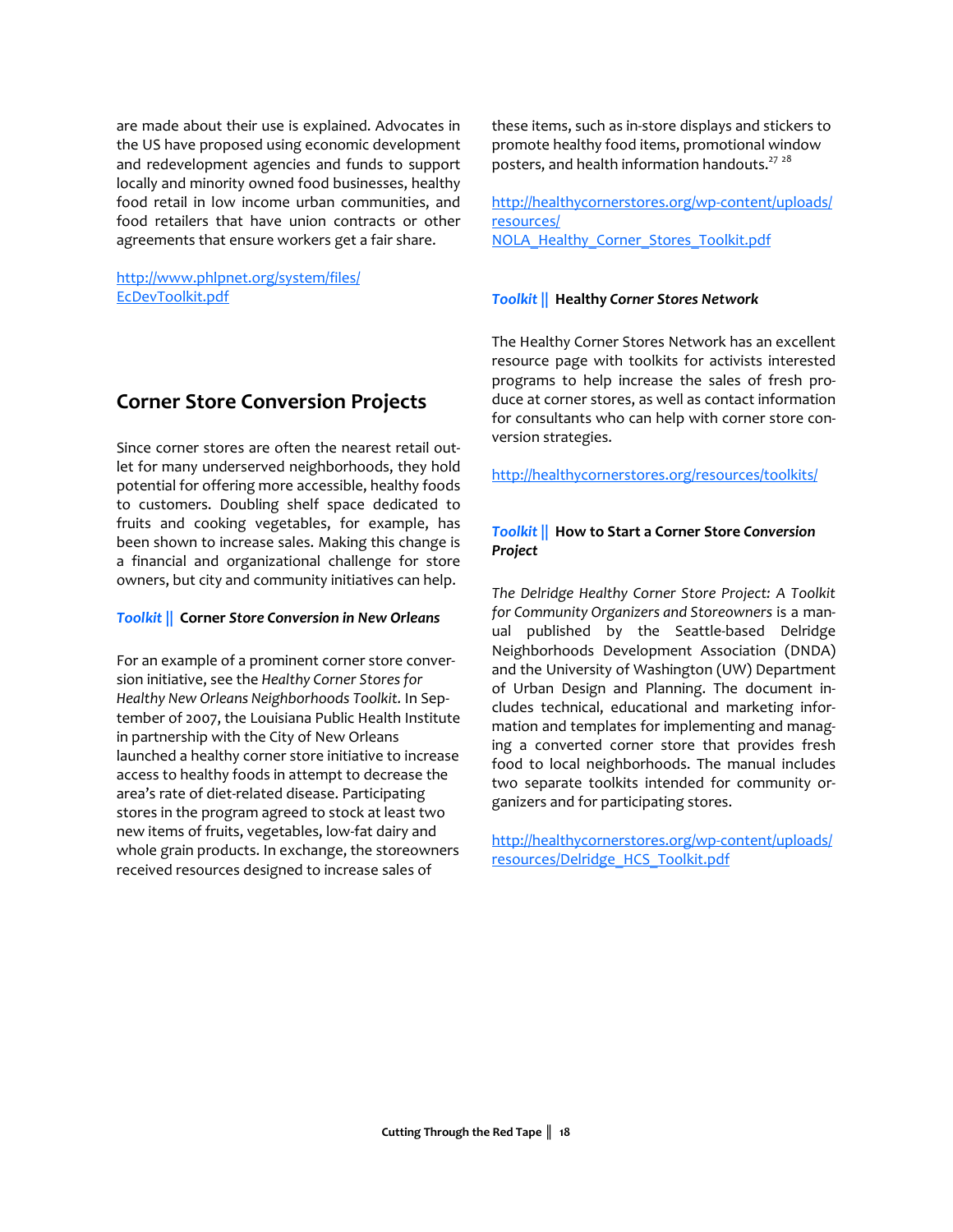are made about their use is explained. Advocates in the US have proposed using economic development and redevelopment agencies and funds to support locally and minority owned food businesses, healthy food retail in low income urban communities, and food retailers that have union contracts or other agreements that ensure workers get a fair share.

http://www.phlpnet.org/system/files/EcDevToolkit.pdf

## Corner Store Conversion Projects

Since corner stores are often the nearest retail outlet for many underserved neighborhoods, they hold potential for offering more accessible, healthy foods to customers. Doubling shelf space dedicated to fruits and cooking vegetables, for example, has been shown to increase sales. Making this change is a financial and organizational challenge for store owners, but city and community initiatives can help.

### *Toolkit* || Corner *Store Conversion in New Orleans*

For an example of a prominent corner store conversion initiative, see the *Healthy Corner Stores for Healthy New Orleans Neighborhoods Toolkit.* In September of 2007, the Louisiana Public Health Institute in partnership with the City of New Orleans launched a healthy corner store initiative to increase access to healthy foods in attempt to decrease the area's rate of diet-related disease. Participating stores in the program agreed to stock at least two new items of fruits, vegetables, low-fat dairy and whole grain products. In exchange, the storeowners received resources designed to increase sales of these items, such as in-store displays and stickers to promote healthy food items, promotional window posters, and health information handouts.[27] [28]

http://healthycornerstores.org/wp-content/uploads/resources/NOLA_Healthy_Corner_Stores_Toolkit.pdf

### *Toolkit* || Healthy *Corner Stores Network*

The Healthy Corner Stores Network has an excellent resource page with toolkits for activists interested programs to help increase the sales of fresh produce at corner stores, as well as contact information for consultants who can help with corner store conversion strategies.

http://healthycornerstores.org/resources/toolkits/

### *Toolkit* || How to Start a Corner Store *Conversion Project*

*The Delridge Healthy Corner Store Project: A Toolkit for Community Organizers and Storeowners* is a manual published by the Seattle-based Delridge Neighborhoods Development Association (DNDA) and the University of Washington (UW) Department of Urban Design and Planning. The document includes technical, educational and marketing information and templates for implementing and managing a converted corner store that provides fresh food to local neighborhoods. The manual includes two separate toolkits intended for community organizers and for participating stores.

http://healthycornerstores.org/wp-content/uploads/resources/Delridge_HCS_Toolkit.pdf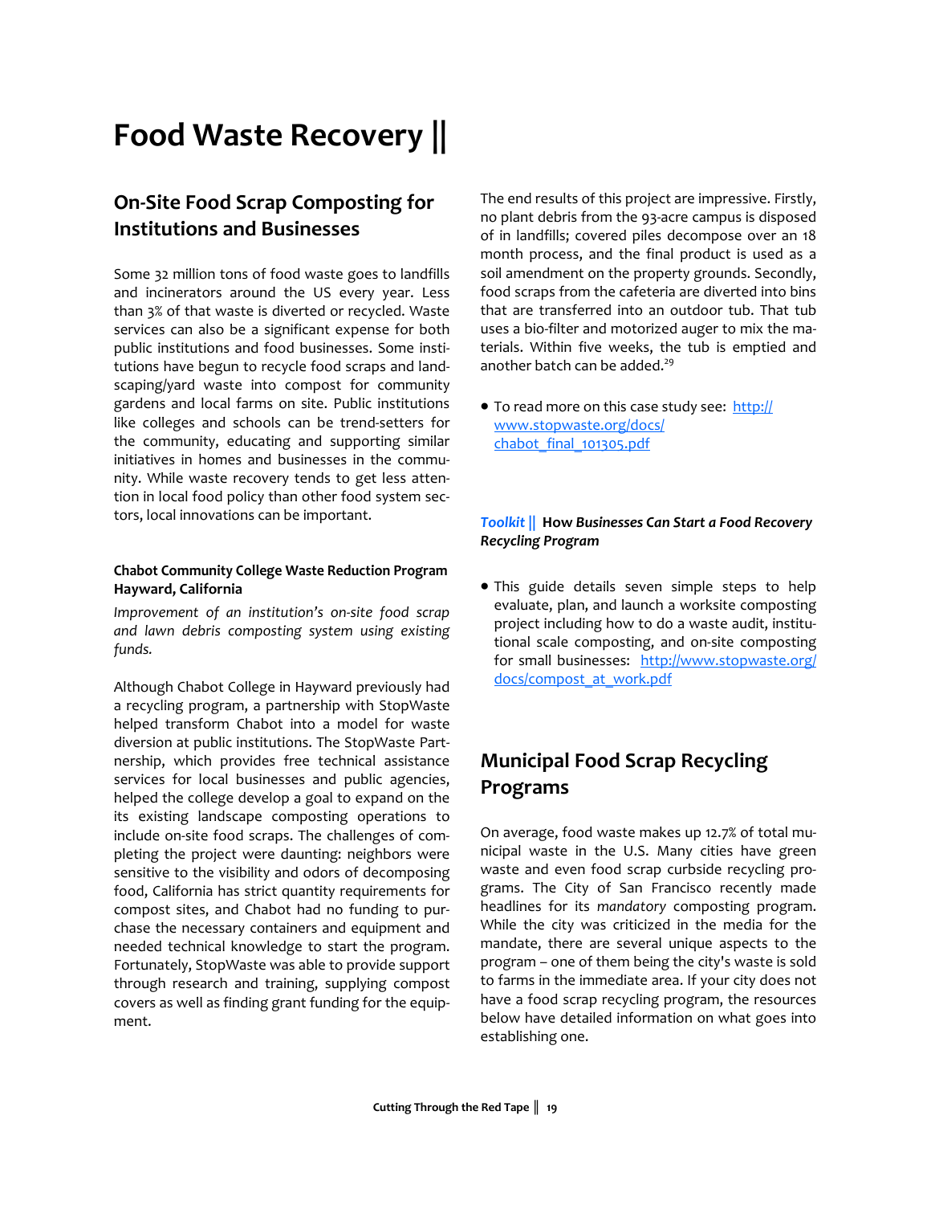# Food Waste Recovery ||

## On-Site Food Scrap Composting for Institutions and Businesses

Some 32 million tons of food waste goes to landfills and incinerators around the US every year. Less than 3% of that waste is diverted or recycled. Waste services can also be a significant expense for both public institutions and food businesses. Some institutions have begun to recycle food scraps and landscaping/yard waste into compost for community gardens and local farms on site. Public institutions like colleges and schools can be trend-setters for the community, educating and supporting similar initiatives in homes and businesses in the community. While waste recovery tends to get less attention in local food policy than other food system sectors, local innovations can be important.

**Chabot Community College Waste Reduction Program**
**Hayward, California**

*Improvement of an institution's on-site food scrap and lawn debris composting system using existing funds.*

Although Chabot College in Hayward previously had a recycling program, a partnership with StopWaste helped transform Chabot into a model for waste diversion at public institutions. The StopWaste Partnership, which provides free technical assistance services for local businesses and public agencies, helped the college develop a goal to expand on the its existing landscape composting operations to include on-site food scraps. The challenges of completing the project were daunting: neighbors were sensitive to the visibility and odors of decomposing food, California has strict quantity requirements for compost sites, and Chabot had no funding to purchase the necessary containers and equipment and needed technical knowledge to start the program. Fortunately, StopWaste was able to provide support through research and training, supplying compost covers as well as finding grant funding for the equipment.

The end results of this project are impressive. Firstly, no plant debris from the 93-acre campus is disposed of in landfills; covered piles decompose over an 18 month process, and the final product is used as a soil amendment on the property grounds. Secondly, food scraps from the cafeteria are diverted into bins that are transferred into an outdoor tub. That tub uses a bio-filter and motorized auger to mix the materials. Within five weeks, the tub is emptied and another batch can be added.[29]

- To read more on this case study see: http://www.stopwaste.org/docs/chabot_final_101305.pdf

***Toolkit* || How *Businesses Can Start a Food Recovery Recycling Program***

- This guide details seven simple steps to help evaluate, plan, and launch a worksite composting project including how to do a waste audit, institutional scale composting, and on-site composting for small businesses: http://www.stopwaste.org/docs/compost_at_work.pdf

## Municipal Food Scrap Recycling Programs

On average, food waste makes up 12.7% of total municipal waste in the U.S. Many cities have green waste and even food scrap curbside recycling programs. The City of San Francisco recently made headlines for its *mandatory* composting program. While the city was criticized in the media for the mandate, there are several unique aspects to the program – one of them being the city's waste is sold to farms in the immediate area. If your city does not have a food scrap recycling program, the resources below have detailed information on what goes into establishing one.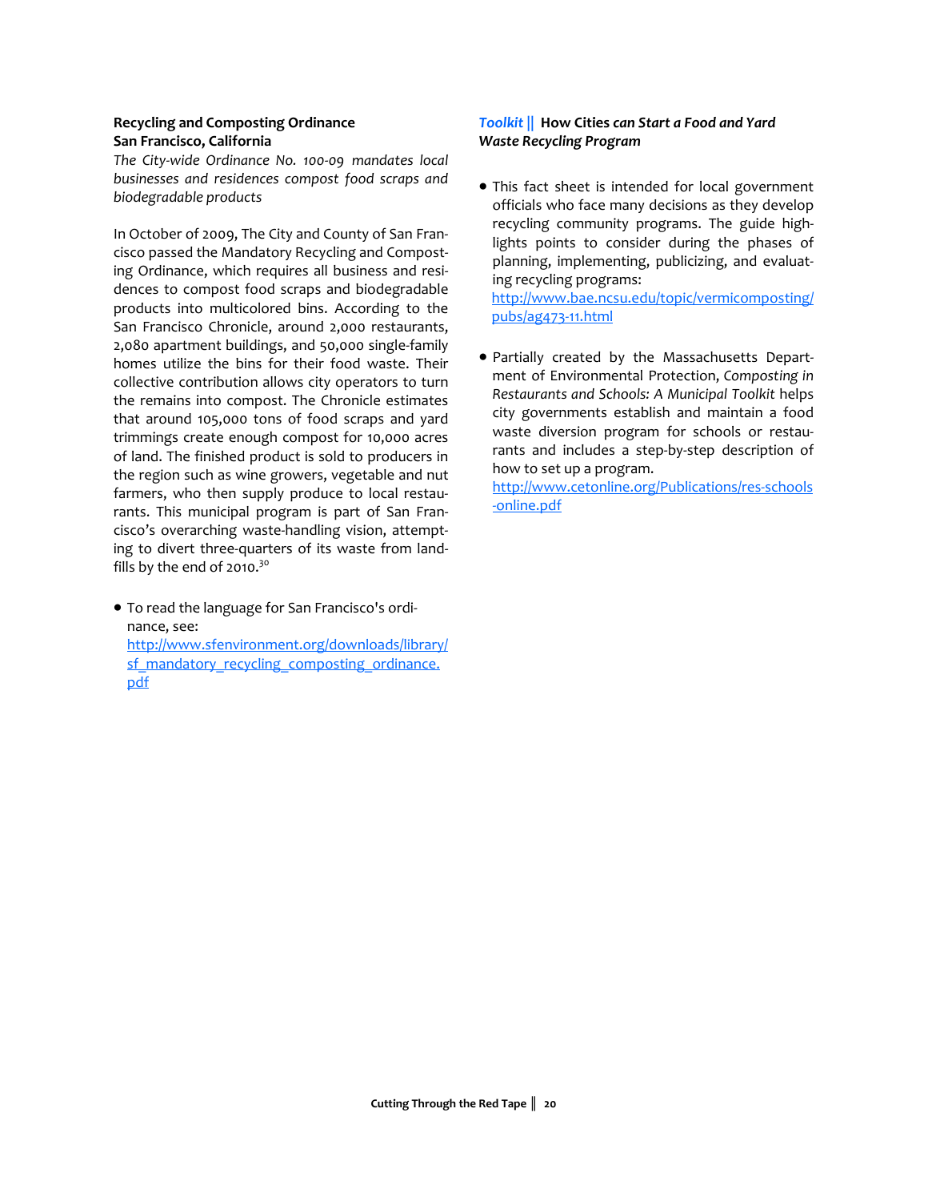**Recycling and Composting Ordinance**
**San Francisco, California**

*The City-wide Ordinance No. 100-09 mandates local businesses and residences compost food scraps and biodegradable products*

In October of 2009, The City and County of San Francisco passed the Mandatory Recycling and Composting Ordinance, which requires all business and residences to compost food scraps and biodegradable products into multicolored bins. According to the San Francisco Chronicle, around 2,000 restaurants, 2,080 apartment buildings, and 50,000 single-family homes utilize the bins for their food waste. Their collective contribution allows city operators to turn the remains into compost. The Chronicle estimates that around 105,000 tons of food scraps and yard trimmings create enough compost for 10,000 acres of land. The finished product is sold to producers in the region such as wine growers, vegetable and nut farmers, who then supply produce to local restaurants. This municipal program is part of San Francisco's overarching waste-handling vision, attempting to divert three-quarters of its waste from landfills by the end of 2010.[30]

- To read the language for San Francisco's ordinance, see: http://www.sfenvironment.org/downloads/library/sf_mandatory_recycling_composting_ordinance.pdf

***Toolkit* || How Cities *can Start a Food and Yard Waste Recycling Program***

- This fact sheet is intended for local government officials who face many decisions as they develop recycling community programs. The guide highlights points to consider during the phases of planning, implementing, publicizing, and evaluating recycling programs: http://www.bae.ncsu.edu/topic/vermicomposting/pubs/ag473-11.html

- Partially created by the Massachusetts Department of Environmental Protection, *Composting in Restaurants and Schools: A Municipal Toolkit* helps city governments establish and maintain a food waste diversion program for schools or restaurants and includes a step-by-step description of how to set up a program. http://www.cetonline.org/Publications/res-schools-online.pdf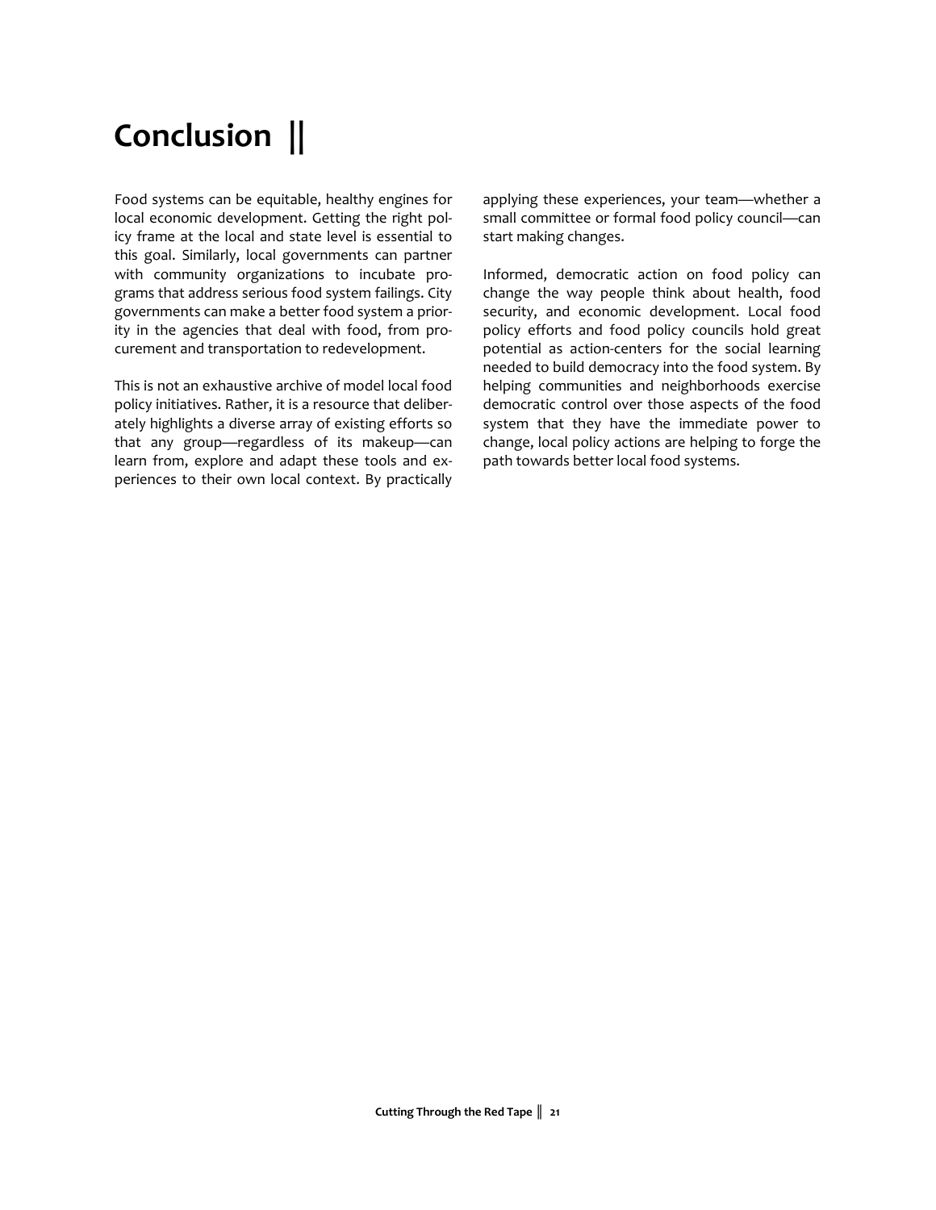# Conclusion ||

Food systems can be equitable, healthy engines for local economic development. Getting the right policy frame at the local and state level is essential to this goal. Similarly, local governments can partner with community organizations to incubate programs that address serious food system failings. City governments can make a better food system a priority in the agencies that deal with food, from procurement and transportation to redevelopment.

This is not an exhaustive archive of model local food policy initiatives. Rather, it is a resource that deliberately highlights a diverse array of existing efforts so that any group—regardless of its makeup—can learn from, explore and adapt these tools and experiences to their own local context. By practically applying these experiences, your team—whether a small committee or formal food policy council—can start making changes.

Informed, democratic action on food policy can change the way people think about health, food security, and economic development. Local food policy efforts and food policy councils hold great potential as action-centers for the social learning needed to build democracy into the food system. By helping communities and neighborhoods exercise democratic control over those aspects of the food system that they have the immediate power to change, local policy actions are helping to forge the path towards better local food systems.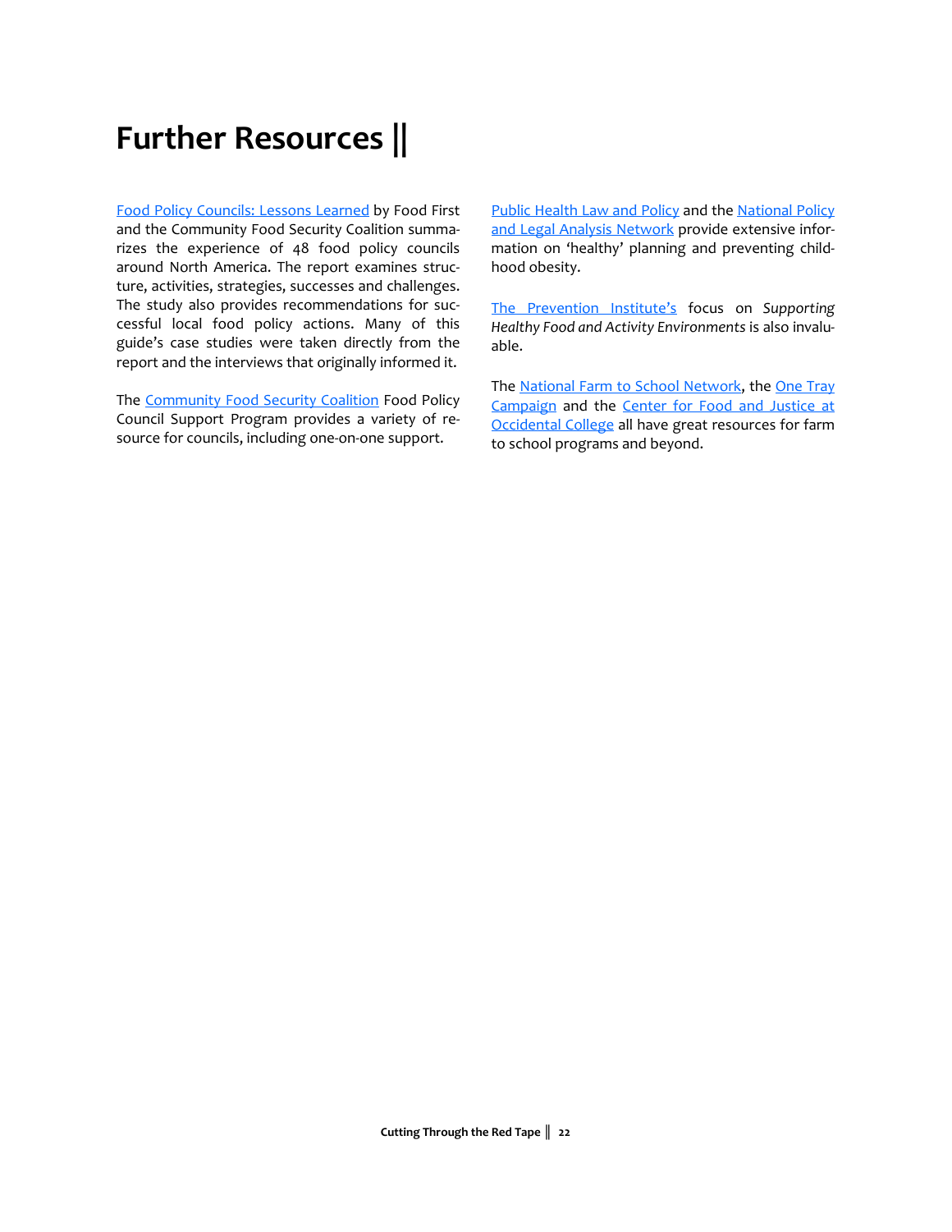# Further Resources ||

Food Policy Councils: Lessons Learned by Food First and the Community Food Security Coalition summarizes the experience of 48 food policy councils around North America. The report examines structure, activities, strategies, successes and challenges. The study also provides recommendations for successful local food policy actions. Many of this guide's case studies were taken directly from the report and the interviews that originally informed it.

The Community Food Security Coalition Food Policy Council Support Program provides a variety of resource for councils, including one-on-one support.

Public Health Law and Policy and the National Policy and Legal Analysis Network provide extensive information on 'healthy' planning and preventing childhood obesity.

The Prevention Institute's focus on *Supporting Healthy Food and Activity Environments* is also invaluable.

The National Farm to School Network, the One Tray Campaign and the Center for Food and Justice at Occidental College all have great resources for farm to school programs and beyond.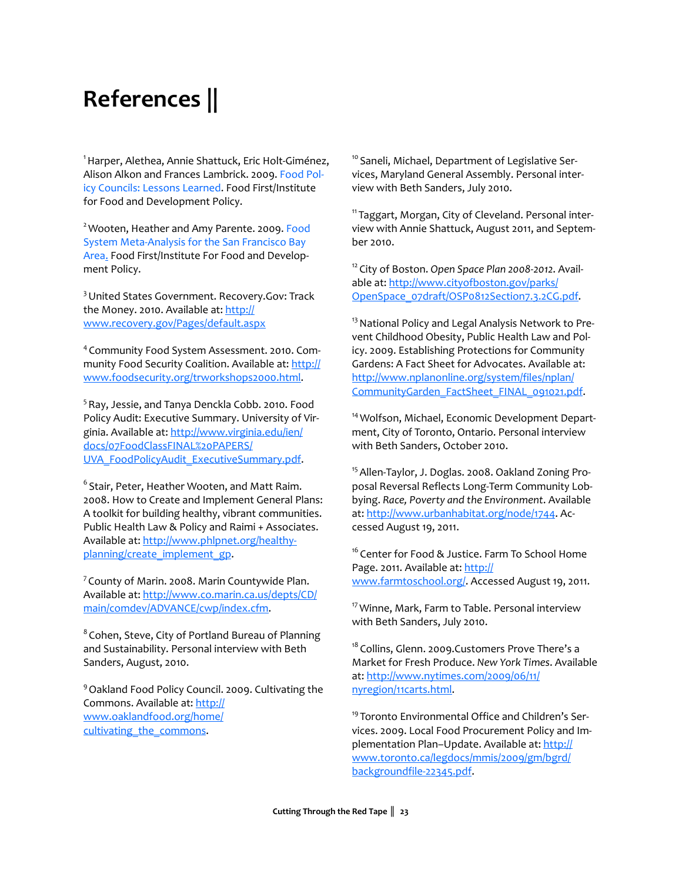# References ||

[1] Harper, Alethea, Annie Shattuck, Eric Holt-Giménez, Alison Alkon and Frances Lambrick. 2009. Food Policy Councils: Lessons Learned. Food First/Institute for Food and Development Policy.

[2] Wooten, Heather and Amy Parente. 2009. Food System Meta-Analysis for the San Francisco Bay Area. Food First/Institute For Food and Development Policy.

[3] United States Government. Recovery.Gov: Track the Money. 2010. Available at: http://www.recovery.gov/Pages/default.aspx

[4] Community Food System Assessment. 2010. Community Food Security Coalition. Available at: http://www.foodsecurity.org/trworkshops2000.html.

[5] Ray, Jessie, and Tanya Denckla Cobb. 2010. Food Policy Audit: Executive Summary. University of Virginia. Available at: http://www.virginia.edu/ien/docs/07FoodClassFINAL%20PAPERS/UVA_FoodPolicyAudit_ExecutiveSummary.pdf.

[6] Stair, Peter, Heather Wooten, and Matt Raim. 2008. How to Create and Implement General Plans: A toolkit for building healthy, vibrant communities. Public Health Law & Policy and Raimi + Associates. Available at: http://www.phlpnet.org/healthy-planning/create_implement_gp.

[7] County of Marin. 2008. Marin Countywide Plan. Available at: http://www.co.marin.ca.us/depts/CD/main/comdev/ADVANCE/cwp/index.cfm.

[8] Cohen, Steve, City of Portland Bureau of Planning and Sustainability. Personal interview with Beth Sanders, August, 2010.

[9] Oakland Food Policy Council. 2009. Cultivating the Commons. Available at: http://www.oaklandfood.org/home/cultivating_the_commons.

[10] Saneli, Michael, Department of Legislative Services, Maryland General Assembly. Personal interview with Beth Sanders, July 2010.

[11] Taggart, Morgan, City of Cleveland. Personal interview with Annie Shattuck, August 2011, and September 2010.

[12] City of Boston. *Open Space Plan 2008-2012*. Available at: http://www.cityofboston.gov/parks/OpenSpace_07draft/OSP0812Section7.3.2CG.pdf.

[13] National Policy and Legal Analysis Network to Prevent Childhood Obesity, Public Health Law and Policy. 2009. Establishing Protections for Community Gardens: A Fact Sheet for Advocates. Available at: http://www.nplanonline.org/system/files/nplan/CommunityGarden_FactSheet_FINAL_091021.pdf.

[14] Wolfson, Michael, Economic Development Department, City of Toronto, Ontario. Personal interview with Beth Sanders, October 2010.

[15] Allen-Taylor, J. Doglas. 2008. Oakland Zoning Proposal Reversal Reflects Long-Term Community Lobbying. *Race, Poverty and the Environment*. Available at: http://www.urbanhabitat.org/node/1744. Accessed August 19, 2011.

[16] Center for Food & Justice. Farm To School Home Page. 2011. Available at: http://www.farmtoschool.org/. Accessed August 19, 2011.

[17] Winne, Mark, Farm to Table. Personal interview with Beth Sanders, July 2010.

[18] Collins, Glenn. 2009.Customers Prove There's a Market for Fresh Produce. *New York Times*. Available at: http://www.nytimes.com/2009/06/11/nyregion/11carts.html.

[19] Toronto Environmental Office and Children's Services. 2009. Local Food Procurement Policy and Implementation Plan–Update. Available at: http://www.toronto.ca/legdocs/mmis/2009/gm/bgrd/backgroundfile-22345.pdf.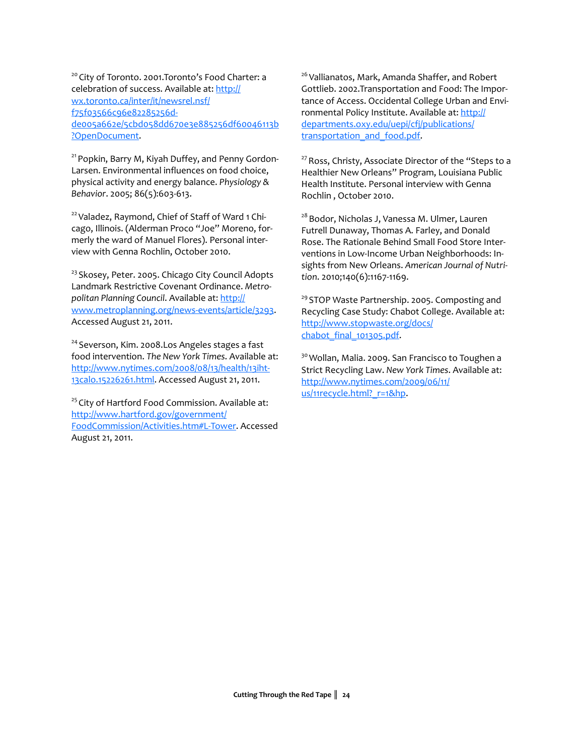[20] City of Toronto. 2001.Toronto's Food Charter: a celebration of success. Available at: http://wx.toronto.ca/inter/it/newsrel.nsf/f75f03566c96e82285256d-de005a662e/5cbd058dd670e3e885256df60046113b?OpenDocument.

[21] Popkin, Barry M, Kiyah Duffey, and Penny Gordon-Larsen. Environmental influences on food choice, physical activity and energy balance. *Physiology & Behavior*. 2005; 86(5):603-613.

[22] Valadez, Raymond, Chief of Staff of Ward 1 Chicago, Illinois. (Alderman Proco "Joe" Moreno, formerly the ward of Manuel Flores). Personal interview with Genna Rochlin, October 2010.

[23] Skosey, Peter. 2005. Chicago City Council Adopts Landmark Restrictive Covenant Ordinance. *Metropolitan Planning Council*. Available at: http://www.metroplanning.org/news-events/article/3293. Accessed August 21, 2011.

[24] Severson, Kim. 2008.Los Angeles stages a fast food intervention. *The New York Times*. Available at: http://www.nytimes.com/2008/08/13/health/13iht-13calo.15226261.html. Accessed August 21, 2011.

[25] City of Hartford Food Commission. Available at: http://www.hartford.gov/government/FoodCommission/Activities.htm#L-Tower. Accessed August 21, 2011.

[26] Vallianatos, Mark, Amanda Shaffer, and Robert Gottlieb. 2002.Transportation and Food: The Importance of Access. Occidental College Urban and Environmental Policy Institute. Available at: http://departments.oxy.edu/uepi/cfj/publications/transportation_and_food.pdf.

[27] Ross, Christy, Associate Director of the "Steps to a Healthier New Orleans" Program, Louisiana Public Health Institute. Personal interview with Genna Rochlin , October 2010.

[28] Bodor, Nicholas J, Vanessa M. Ulmer, Lauren Futrell Dunaway, Thomas A. Farley, and Donald Rose. The Rationale Behind Small Food Store Interventions in Low-Income Urban Neighborhoods: Insights from New Orleans. *American Journal of Nutrition*. 2010;140(6):1167-1169.

[29] STOP Waste Partnership. 2005. Composting and Recycling Case Study: Chabot College. Available at: http://www.stopwaste.org/docs/chabot_final_101305.pdf.

[30] Wollan, Malia. 2009. San Francisco to Toughen a Strict Recycling Law. *New York Times*. Available at: http://www.nytimes.com/2009/06/11/us/11recycle.html?_r=1&hp.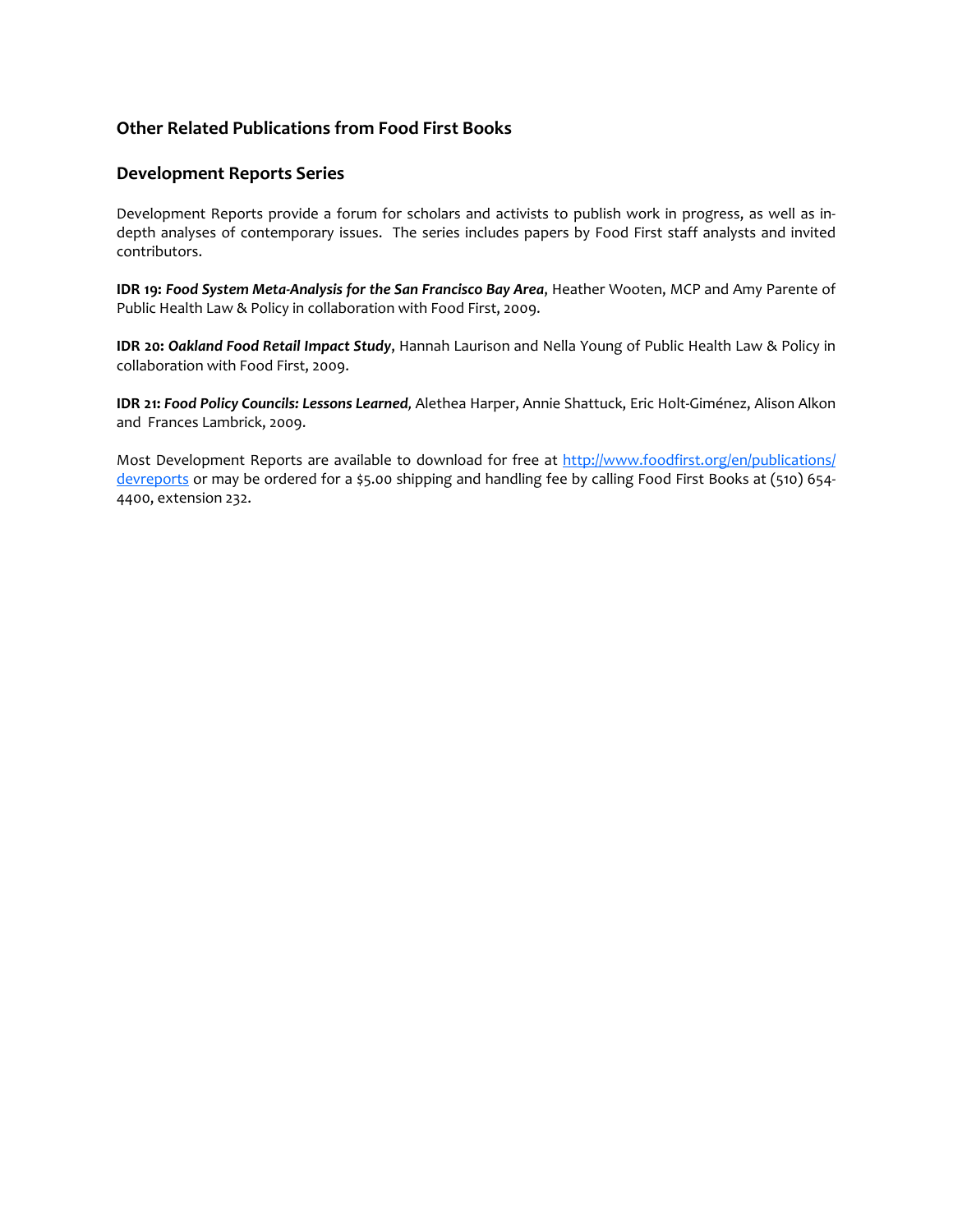## Other Related Publications from Food First Books

## Development Reports Series

Development Reports provide a forum for scholars and activists to publish work in progress, as well as in-depth analyses of contemporary issues. The series includes papers by Food First staff analysts and invited contributors.

**IDR 19:** ***Food System Meta-Analysis for the San Francisco Bay Area***, Heather Wooten, MCP and Amy Parente of Public Health Law & Policy in collaboration with Food First, 2009.

**IDR 20:** ***Oakland Food Retail Impact Study***, Hannah Laurison and Nella Young of Public Health Law & Policy in collaboration with Food First, 2009.

**IDR 21:** ***Food Policy Councils: Lessons Learned***, Alethea Harper, Annie Shattuck, Eric Holt-Giménez, Alison Alkon and Frances Lambrick, 2009.

Most Development Reports are available to download for free at [http://www.foodfirst.org/en/publications/devreports](http://www.foodfirst.org/en/publications/devreports) or may be ordered for a $5.00 shipping and handling fee by calling Food First Books at (510) 654-4400, extension 232.